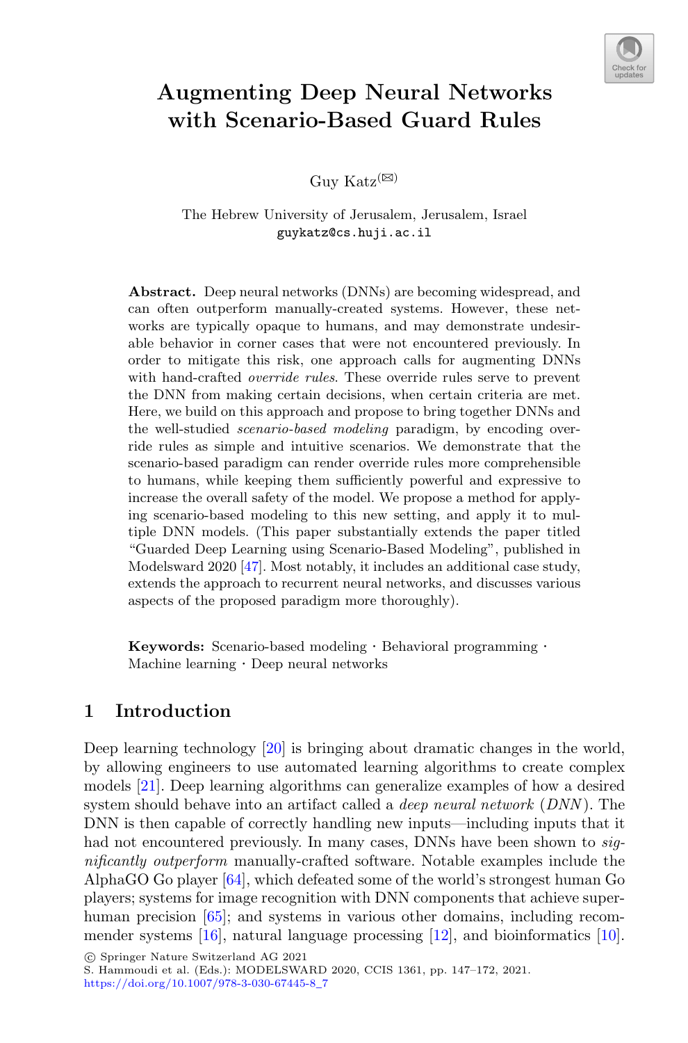# Augmenting Deep Neural Networks with Scenario-Based Guard Rules

Guy Katz[(✉)]

The Hebrew University of Jerusalem, Jerusalem, Israel
guykatz@cs.huji.ac.il

**Abstract.** Deep neural networks (DNNs) are becoming widespread, and can often outperform manually-created systems. However, these networks are typically opaque to humans, and may demonstrate undesirable behavior in corner cases that were not encountered previously. In order to mitigate this risk, one approach calls for augmenting DNNs with hand-crafted *override rules*. These override rules serve to prevent the DNN from making certain decisions, when certain criteria are met. Here, we build on this approach and propose to bring together DNNs and the well-studied *scenario-based modeling* paradigm, by encoding override rules as simple and intuitive scenarios. We demonstrate that the scenario-based paradigm can render override rules more comprehensible to humans, while keeping them sufficiently powerful and expressive to increase the overall safety of the model. We propose a method for applying scenario-based modeling to this new setting, and apply it to multiple DNN models. (This paper substantially extends the paper titled "Guarded Deep Learning using Scenario-Based Modeling", published in Modelsward 2020 [47]. Most notably, it includes an additional case study, extends the approach to recurrent neural networks, and discusses various aspects of the proposed paradigm more thoroughly).

**Keywords:** Scenario-based modeling · Behavioral programming · Machine learning · Deep neural networks

## 1 Introduction

Deep learning technology [20] is bringing about dramatic changes in the world, by allowing engineers to use automated learning algorithms to create complex models [21]. Deep learning algorithms can generalize examples of how a desired system should behave into an artifact called a *deep neural network* (*DNN*). The DNN is then capable of correctly handling new inputs—including inputs that it had not encountered previously. In many cases, DNNs have been shown to *significantly outperform* manually-crafted software. Notable examples include the AlphaGO Go player [64], which defeated some of the world's strongest human Go players; systems for image recognition with DNN components that achieve superhuman precision [65]; and systems in various other domains, including recommender systems [16], natural language processing [12], and bioinformatics [10].

© Springer Nature Switzerland AG 2021
S. Hammoudi et al. (Eds.): MODELSWARD 2020, CCIS 1361, pp. 147–172, 2021.
https://doi.org/10.1007/978-3-030-67445-8_7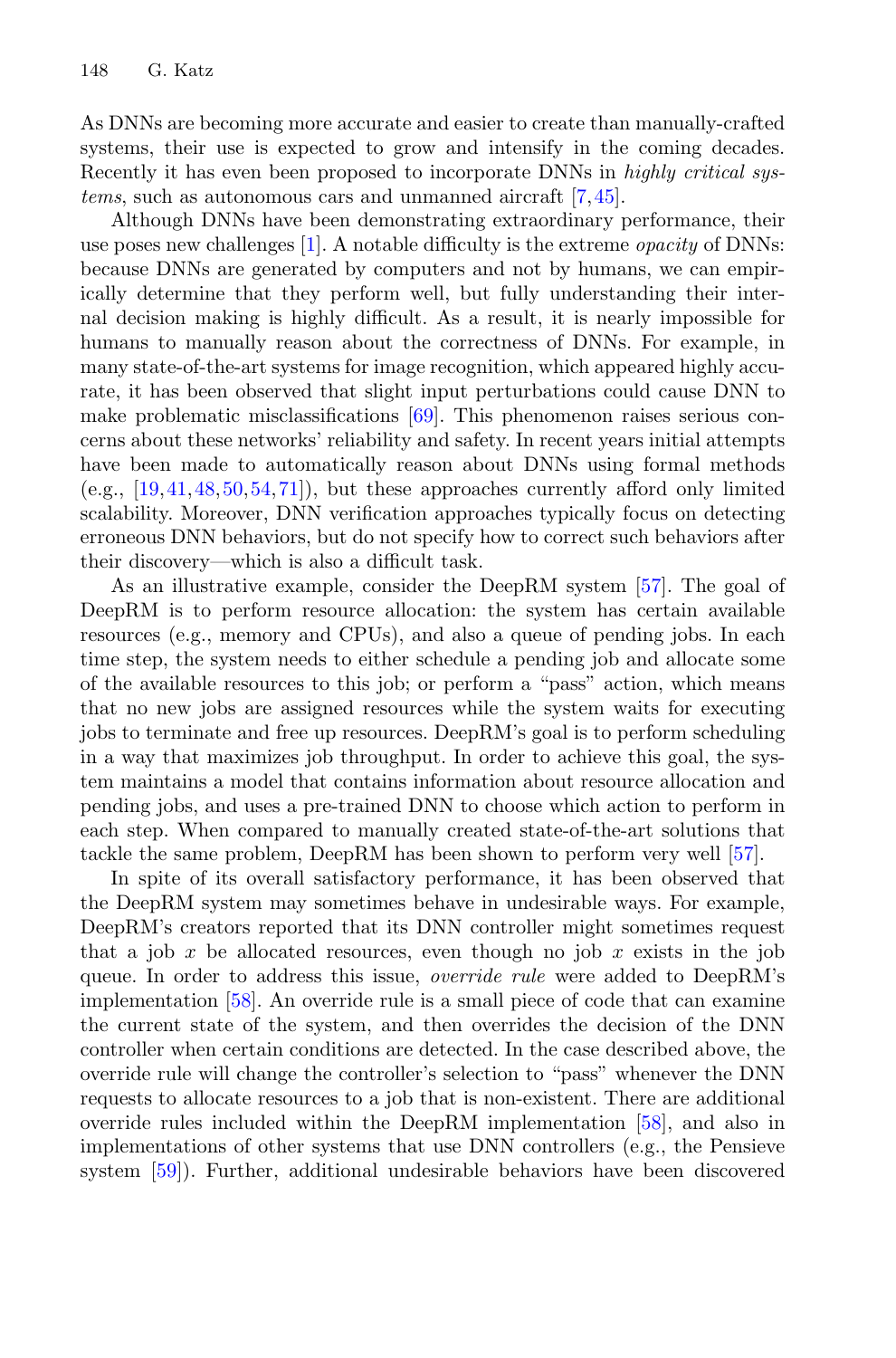As DNNs are becoming more accurate and easier to create than manually-crafted systems, their use is expected to grow and intensify in the coming decades. Recently it has even been proposed to incorporate DNNs in *highly critical systems*, such as autonomous cars and unmanned aircraft [7,45].

Although DNNs have been demonstrating extraordinary performance, their use poses new challenges [1]. A notable difficulty is the extreme *opacity* of DNNs: because DNNs are generated by computers and not by humans, we can empirically determine that they perform well, but fully understanding their internal decision making is highly difficult. As a result, it is nearly impossible for humans to manually reason about the correctness of DNNs. For example, in many state-of-the-art systems for image recognition, which appeared highly accurate, it has been observed that slight input perturbations could cause DNN to make problematic misclassifications [69]. This phenomenon raises serious concerns about these networks' reliability and safety. In recent years initial attempts have been made to automatically reason about DNNs using formal methods (e.g., [19,41,48,50,54,71]), but these approaches currently afford only limited scalability. Moreover, DNN verification approaches typically focus on detecting erroneous DNN behaviors, but do not specify how to correct such behaviors after their discovery—which is also a difficult task.

As an illustrative example, consider the DeepRM system [57]. The goal of DeepRM is to perform resource allocation: the system has certain available resources (e.g., memory and CPUs), and also a queue of pending jobs. In each time step, the system needs to either schedule a pending job and allocate some of the available resources to this job; or perform a "pass" action, which means that no new jobs are assigned resources while the system waits for executing jobs to terminate and free up resources. DeepRM's goal is to perform scheduling in a way that maximizes job throughput. In order to achieve this goal, the system maintains a model that contains information about resource allocation and pending jobs, and uses a pre-trained DNN to choose which action to perform in each step. When compared to manually created state-of-the-art solutions that tackle the same problem, DeepRM has been shown to perform very well [57].

In spite of its overall satisfactory performance, it has been observed that the DeepRM system may sometimes behave in undesirable ways. For example, DeepRM's creators reported that its DNN controller might sometimes request that a job $x$ be allocated resources, even though no job $x$ exists in the job queue. In order to address this issue, *override rule* were added to DeepRM's implementation [58]. An override rule is a small piece of code that can examine the current state of the system, and then overrides the decision of the DNN controller when certain conditions are detected. In the case described above, the override rule will change the controller's selection to "pass" whenever the DNN requests to allocate resources to a job that is non-existent. There are additional override rules included within the DeepRM implementation [58], and also in implementations of other systems that use DNN controllers (e.g., the Pensieve system [59]). Further, additional undesirable behaviors have been discovered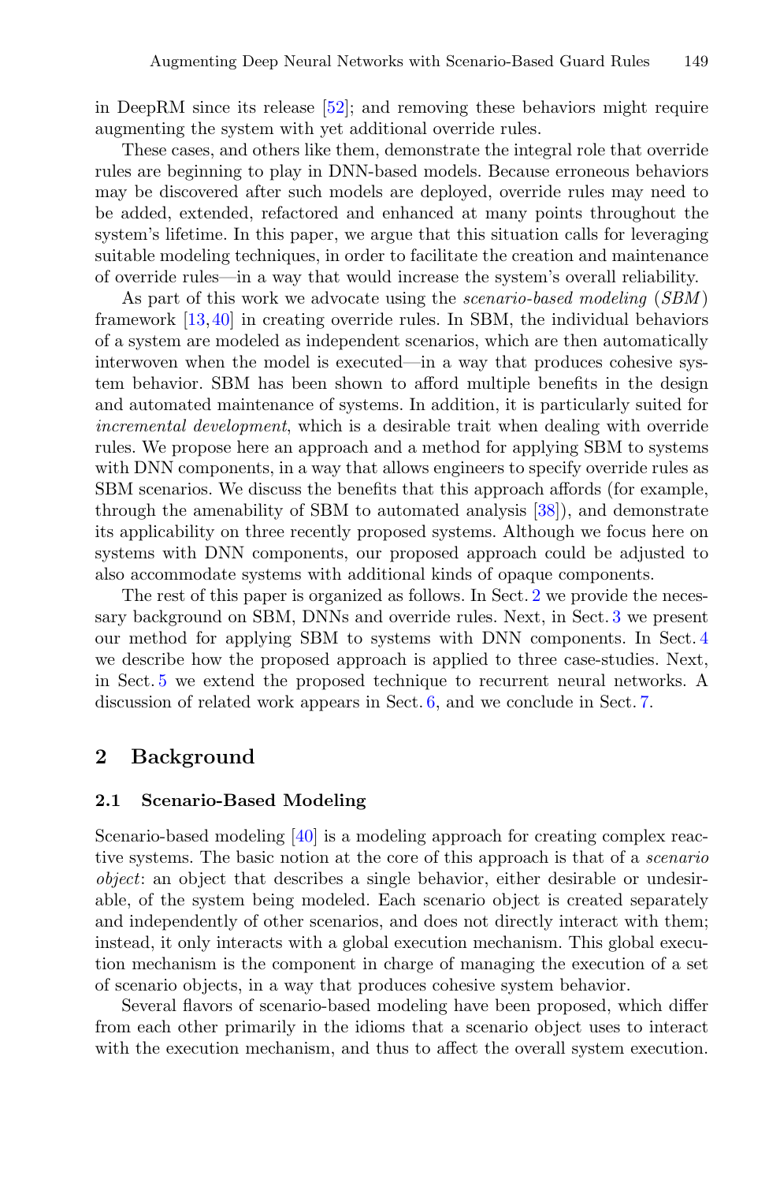in DeepRM since its release [52]; and removing these behaviors might require augmenting the system with yet additional override rules.

These cases, and others like them, demonstrate the integral role that override rules are beginning to play in DNN-based models. Because erroneous behaviors may be discovered after such models are deployed, override rules may need to be added, extended, refactored and enhanced at many points throughout the system's lifetime. In this paper, we argue that this situation calls for leveraging suitable modeling techniques, in order to facilitate the creation and maintenance of override rules—in a way that would increase the system's overall reliability.

As part of this work we advocate using the *scenario-based modeling* (*SBM*) framework [13,40] in creating override rules. In SBM, the individual behaviors of a system are modeled as independent scenarios, which are then automatically interwoven when the model is executed—in a way that produces cohesive system behavior. SBM has been shown to afford multiple benefits in the design and automated maintenance of systems. In addition, it is particularly suited for *incremental development*, which is a desirable trait when dealing with override rules. We propose here an approach and a method for applying SBM to systems with DNN components, in a way that allows engineers to specify override rules as SBM scenarios. We discuss the benefits that this approach affords (for example, through the amenability of SBM to automated analysis [38]), and demonstrate its applicability on three recently proposed systems. Although we focus here on systems with DNN components, our proposed approach could be adjusted to also accommodate systems with additional kinds of opaque components.

The rest of this paper is organized as follows. In Sect. 2 we provide the necessary background on SBM, DNNs and override rules. Next, in Sect. 3 we present our method for applying SBM to systems with DNN components. In Sect. 4 we describe how the proposed approach is applied to three case-studies. Next, in Sect. 5 we extend the proposed technique to recurrent neural networks. A discussion of related work appears in Sect. 6, and we conclude in Sect. 7.

## 2 Background

### 2.1 Scenario-Based Modeling

Scenario-based modeling [40] is a modeling approach for creating complex reactive systems. The basic notion at the core of this approach is that of a *scenario object*: an object that describes a single behavior, either desirable or undesirable, of the system being modeled. Each scenario object is created separately and independently of other scenarios, and does not directly interact with them; instead, it only interacts with a global execution mechanism. This global execution mechanism is the component in charge of managing the execution of a set of scenario objects, in a way that produces cohesive system behavior.

Several flavors of scenario-based modeling have been proposed, which differ from each other primarily in the idioms that a scenario object uses to interact with the execution mechanism, and thus to affect the overall system execution.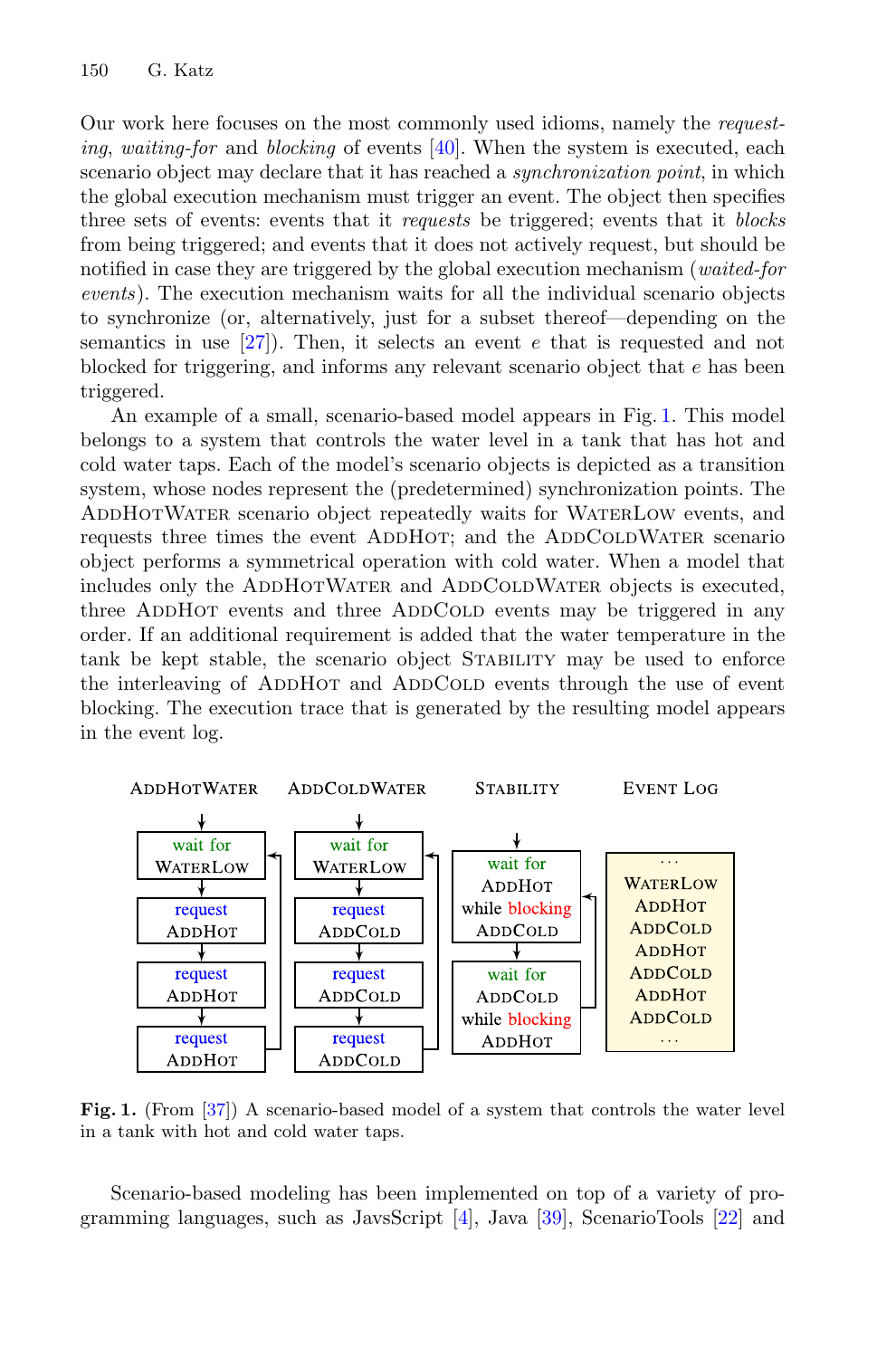Our work here focuses on the most commonly used idioms, namely the *requesting*, *waiting-for* and *blocking* of events [40]. When the system is executed, each scenario object may declare that it has reached a *synchronization point*, in which the global execution mechanism must trigger an event. The object then specifies three sets of events: events that it *requests* be triggered; events that it *blocks* from being triggered; and events that it does not actively request, but should be notified in case they are triggered by the global execution mechanism (*waited-for events*). The execution mechanism waits for all the individual scenario objects to synchronize (or, alternatively, just for a subset thereof—depending on the semantics in use [27]). Then, it selects an event $e$ that is requested and not blocked for triggering, and informs any relevant scenario object that $e$ has been triggered.

An example of a small, scenario-based model appears in Fig. 1. This model belongs to a system that controls the water level in a tank that has hot and cold water taps. Each of the model's scenario objects is depicted as a transition system, whose nodes represent the (predetermined) synchronization points. The AddHotWater scenario object repeatedly waits for WaterLow events, and requests three times the event AddHot; and the AddColdWater scenario object performs a symmetrical operation with cold water. When a model that includes only the AddHotWater and AddColdWater objects is executed, three AddHot events and three AddCold events may be triggered in any order. If an additional requirement is added that the water temperature in the tank be kept stable, the scenario object Stability may be used to enforce the interleaving of AddHot and AddCold events through the use of event blocking. The execution trace that is generated by the resulting model appears in the event log.

AddHotWater

wait for WaterLow
request AddHot
request AddHot
request AddHot

AddColdWater

wait for WaterLow
request AddCold
request AddCold
request AddCold

Stability

wait for AddHot while blocking AddCold
wait for AddCold while blocking AddHot

Event Log

...
WaterLow
AddHot
AddCold
AddHot
AddCold
AddHot
AddCold
...

**Fig. 1.** (From [37]) A scenario-based model of a system that controls the water level in a tank with hot and cold water taps.

Scenario-based modeling has been implemented on top of a variety of programming languages, such as JavsScript [4], Java [39], ScenarioTools [22] and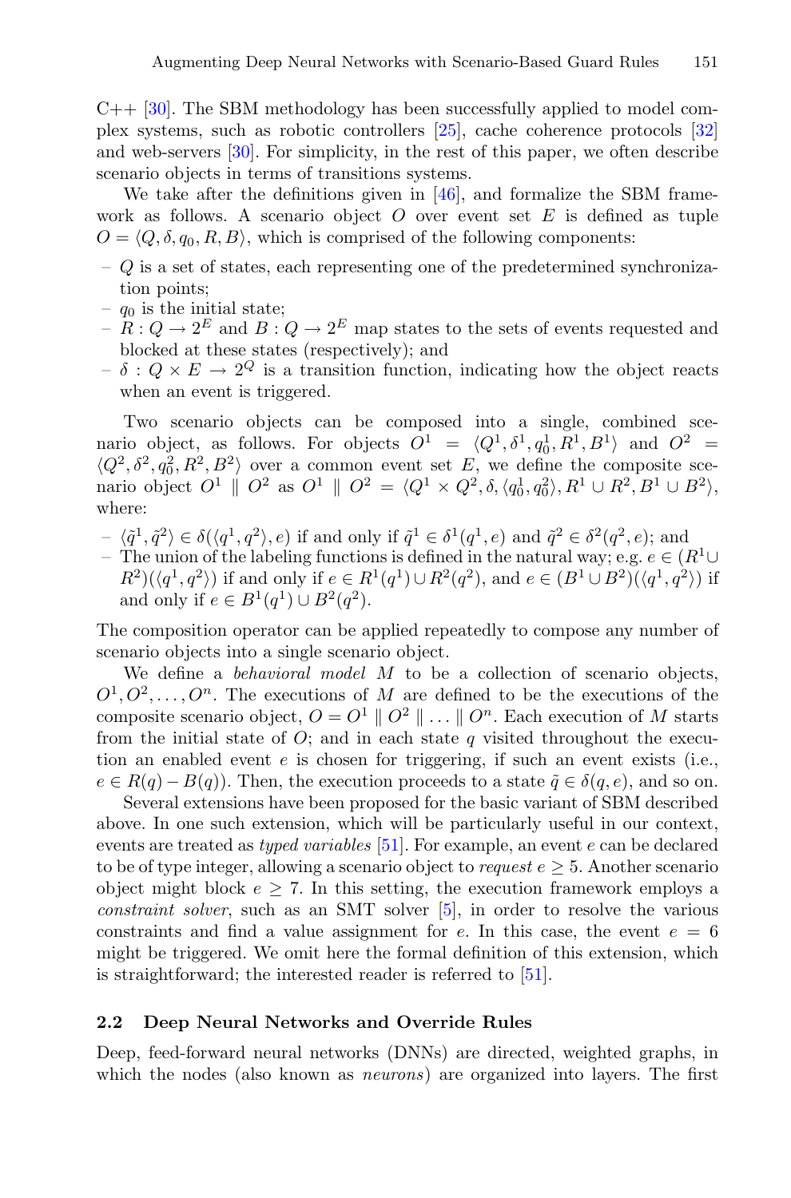C++ [30]. The SBM methodology has been successfully applied to model complex systems, such as robotic controllers [25], cache coherence protocols [32] and web-servers [30]. For simplicity, in the rest of this paper, we often describe scenario objects in terms of transitions systems.

We take after the definitions given in [46], and formalize the SBM framework as follows. A scenario object $O$ over event set $E$ is defined as tuple $O = \langle Q, \delta, q_0, R, B \rangle$, which is comprised of the following components:

- $Q$ is a set of states, each representing one of the predetermined synchronization points;
- $q_0$ is the initial state;
- $R : Q \to 2^E$ and $B : Q \to 2^E$ map states to the sets of events requested and blocked at these states (respectively); and
- $\delta : Q \times E \to 2^Q$ is a transition function, indicating how the object reacts when an event is triggered.

Two scenario objects can be composed into a single, combined scenario object, as follows. For objects $O^1 = \langle Q^1, \delta^1, q_0^1, R^1, B^1 \rangle$ and $O^2 = \langle Q^2, \delta^2, q_0^2, R^2, B^2 \rangle$ over a common event set $E$, we define the composite scenario object $O^1 \parallel O^2$ as $O^1 \parallel O^2 = \langle Q^1 \times Q^2, \delta, \langle q_0^1, q_0^2 \rangle, R^1 \cup R^2, B^1 \cup B^2 \rangle$, where:

- $\langle \tilde{q}^1, \tilde{q}^2 \rangle \in \delta(\langle q^1, q^2 \rangle, e)$ if and only if $\tilde{q}^1 \in \delta^1(q^1, e)$ and $\tilde{q}^2 \in \delta^2(q^2, e)$; and
- The union of the labeling functions is defined in the natural way; e.g. $e \in (R^1 \cup R^2)(\langle q^1, q^2 \rangle)$ if and only if $e \in R^1(q^1) \cup R^2(q^2)$, and $e \in (B^1 \cup B^2)(\langle q^1, q^2 \rangle)$ if and only if $e \in B^1(q^1) \cup B^2(q^2)$.

The composition operator can be applied repeatedly to compose any number of scenario objects into a single scenario object.

We define a *behavioral model* $M$ to be a collection of scenario objects, $O^1, O^2, \ldots, O^n$. The executions of $M$ are defined to be the executions of the composite scenario object, $O = O^1 \parallel O^2 \parallel \ldots \parallel O^n$. Each execution of $M$ starts from the initial state of $O$; and in each state $q$ visited throughout the execution an enabled event $e$ is chosen for triggering, if such an event exists (i.e., $e \in R(q) - B(q)$). Then, the execution proceeds to a state $\tilde{q} \in \delta(q, e)$, and so on.

Several extensions have been proposed for the basic variant of SBM described above. In one such extension, which will be particularly useful in our context, events are treated as *typed variables* [51]. For example, an event $e$ can be declared to be of type integer, allowing a scenario object to *request* $e \geq 5$. Another scenario object might block $e \geq 7$. In this setting, the execution framework employs a *constraint solver*, such as an SMT solver [5], in order to resolve the various constraints and find a value assignment for $e$. In this case, the event $e = 6$ might be triggered. We omit here the formal definition of this extension, which is straightforward; the interested reader is referred to [51].

### 2.2 Deep Neural Networks and Override Rules

Deep, feed-forward neural networks (DNNs) are directed, weighted graphs, in which the nodes (also known as *neurons*) are organized into layers. The first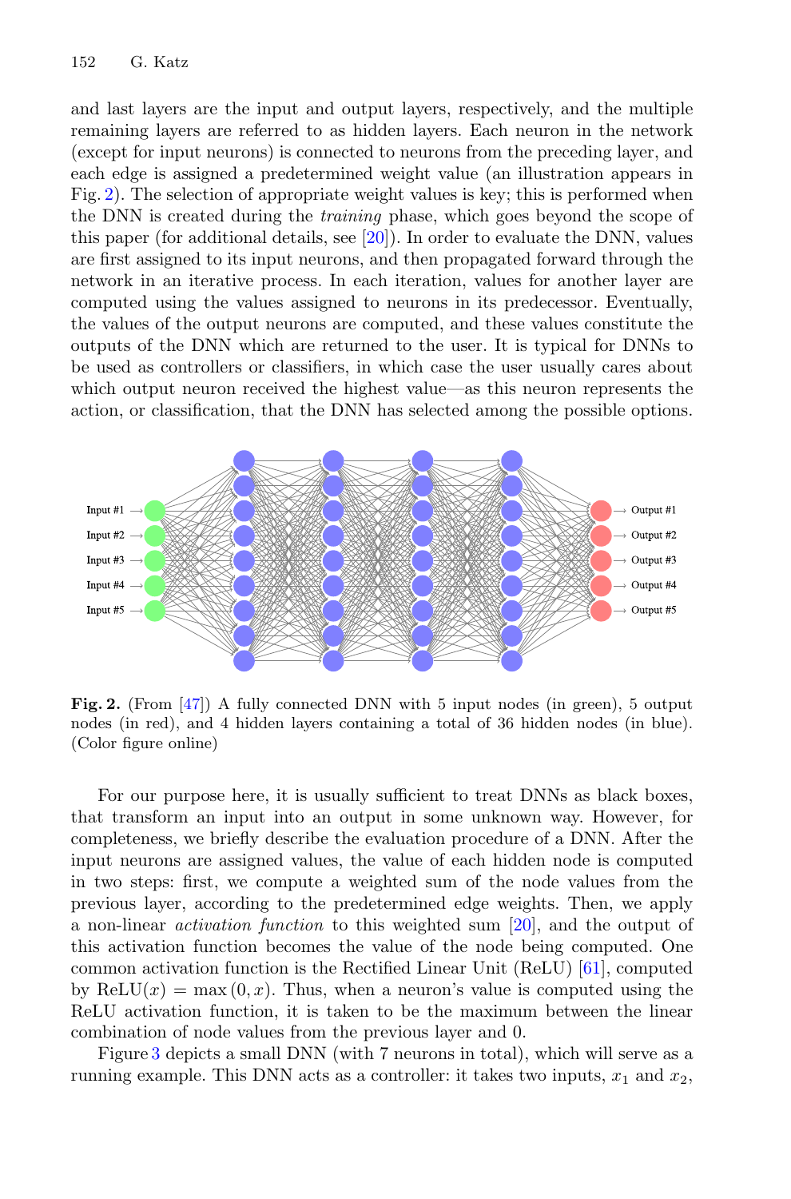and last layers are the input and output layers, respectively, and the multiple remaining layers are referred to as hidden layers. Each neuron in the network (except for input neurons) is connected to neurons from the preceding layer, and each edge is assigned a predetermined weight value (an illustration appears in Fig. 2). The selection of appropriate weight values is key; this is performed when the DNN is created during the *training* phase, which goes beyond the scope of this paper (for additional details, see [20]). In order to evaluate the DNN, values are first assigned to its input neurons, and then propagated forward through the network in an iterative process. In each iteration, values for another layer are computed using the values assigned to neurons in its predecessor. Eventually, the values of the output neurons are computed, and these values constitute the outputs of the DNN which are returned to the user. It is typical for DNNs to be used as controllers or classifiers, in which case the user usually cares about which output neuron received the highest value—as this neuron represents the action, or classification, that the DNN has selected among the possible options.

**Fig. 2.** (From [47]) A fully connected DNN with 5 input nodes (in green), 5 output nodes (in red), and 4 hidden layers containing a total of 36 hidden nodes (in blue). (Color figure online)

For our purpose here, it is usually sufficient to treat DNNs as black boxes, that transform an input into an output in some unknown way. However, for completeness, we briefly describe the evaluation procedure of a DNN. After the input neurons are assigned values, the value of each hidden node is computed in two steps: first, we compute a weighted sum of the node values from the previous layer, according to the predetermined edge weights. Then, we apply a non-linear *activation function* to this weighted sum [20], and the output of this activation function becomes the value of the node being computed. One common activation function is the Rectified Linear Unit (ReLU) [61], computed by $\text{ReLU}(x) = \max(0, x)$. Thus, when a neuron's value is computed using the ReLU activation function, it is taken to be the maximum between the linear combination of node values from the previous layer and 0.

Figure 3 depicts a small DNN (with 7 neurons in total), which will serve as a running example. This DNN acts as a controller: it takes two inputs, $x_1$ and $x_2$,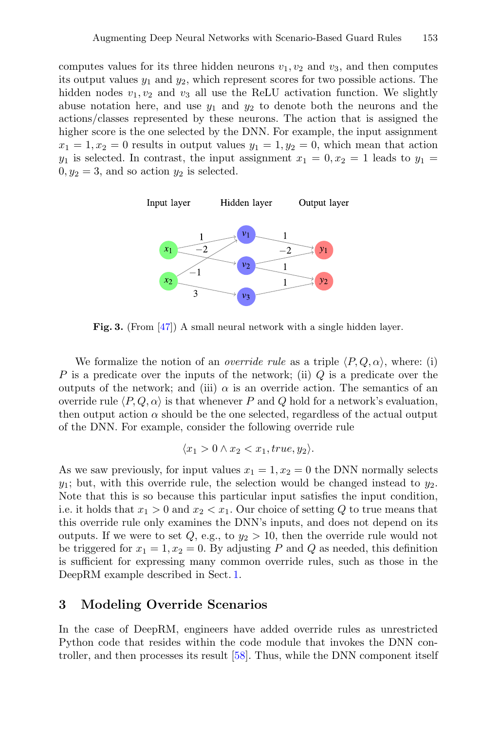computes values for its three hidden neurons $v_1, v_2$ and $v_3$, and then computes its output values $y_1$ and $y_2$, which represent scores for two possible actions. The hidden nodes $v_1, v_2$ and $v_3$ all use the ReLU activation function. We slightly abuse notation here, and use $y_1$ and $y_2$ to denote both the neurons and the actions/classes represented by these neurons. The action that is assigned the higher score is the one selected by the DNN. For example, the input assignment $x_1 = 1, x_2 = 0$ results in output values $y_1 = 1, y_2 = 0$, which mean that action $y_1$ is selected. In contrast, the input assignment $x_1 = 0, x_2 = 1$ leads to $y_1 = 0, y_2 = 3$, and so action $y_2$ is selected.

**Fig. 3.** (From [47]) A small neural network with a single hidden layer.

We formalize the notion of an *override rule* as a triple $\langle P, Q, \alpha \rangle$, where: (i) $P$ is a predicate over the inputs of the network; (ii) $Q$ is a predicate over the outputs of the network; and (iii) $\alpha$ is an override action. The semantics of an override rule $\langle P, Q, \alpha \rangle$ is that whenever $P$ and $Q$ hold for a network's evaluation, then output action $\alpha$ should be the one selected, regardless of the actual output of the DNN. For example, consider the following override rule

$$\langle x_1 > 0 \land x_2 < x_1, true, y_2 \rangle.$$

As we saw previously, for input values $x_1 = 1, x_2 = 0$ the DNN normally selects $y_1$; but, with this override rule, the selection would be changed instead to $y_2$. Note that this is so because this particular input satisfies the input condition, i.e. it holds that $x_1 > 0$ and $x_2 < x_1$. Our choice of setting $Q$ to true means that this override rule only examines the DNN's inputs, and does not depend on its outputs. If we were to set $Q$, e.g., to $y_2 > 10$, then the override rule would not be triggered for $x_1 = 1, x_2 = 0$. By adjusting $P$ and $Q$ as needed, this definition is sufficient for expressing many common override rules, such as those in the DeepRM example described in Sect. 1.

## 3 Modeling Override Scenarios

In the case of DeepRM, engineers have added override rules as unrestricted Python code that resides within the code module that invokes the DNN controller, and then processes its result [58]. Thus, while the DNN component itself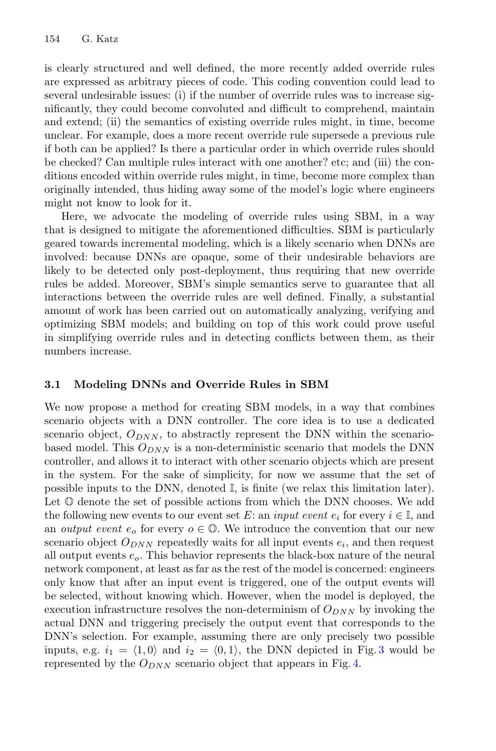is clearly structured and well defined, the more recently added override rules are expressed as arbitrary pieces of code. This coding convention could lead to several undesirable issues: (i) if the number of override rules was to increase significantly, they could become convoluted and difficult to comprehend, maintain and extend; (ii) the semantics of existing override rules might, in time, become unclear. For example, does a more recent override rule supersede a previous rule if both can be applied? Is there a particular order in which override rules should be checked? Can multiple rules interact with one another? etc; and (iii) the conditions encoded within override rules might, in time, become more complex than originally intended, thus hiding away some of the model's logic where engineers might not know to look for it.

Here, we advocate the modeling of override rules using SBM, in a way that is designed to mitigate the aforementioned difficulties. SBM is particularly geared towards incremental modeling, which is a likely scenario when DNNs are involved: because DNNs are opaque, some of their undesirable behaviors are likely to be detected only post-deployment, thus requiring that new override rules be added. Moreover, SBM's simple semantics serve to guarantee that all interactions between the override rules are well defined. Finally, a substantial amount of work has been carried out on automatically analyzing, verifying and optimizing SBM models; and building on top of this work could prove useful in simplifying override rules and in detecting conflicts between them, as their numbers increase.

### 3.1 Modeling DNNs and Override Rules in SBM

We now propose a method for creating SBM models, in a way that combines scenario objects with a DNN controller. The core idea is to use a dedicated scenario object, $O_{DNN}$, to abstractly represent the DNN within the scenario-based model. This $O_{DNN}$ is a non-deterministic scenario that models the DNN controller, and allows it to interact with other scenario objects which are present in the system. For the sake of simplicity, for now we assume that the set of possible inputs to the DNN, denoted $\mathbb{I}$, is finite (we relax this limitation later). Let $\mathbb{O}$ denote the set of possible actions from which the DNN chooses. We add the following new events to our event set $E$: an *input event* $e_i$ for every $i \in \mathbb{I}$, and an *output event* $e_o$ for every $o \in \mathbb{O}$. We introduce the convention that our new scenario object $O_{DNN}$ repeatedly waits for all input events $e_i$, and then request all output events $e_o$. This behavior represents the black-box nature of the neural network component, at least as far as the rest of the model is concerned: engineers only know that after an input event is triggered, one of the output events will be selected, without knowing which. However, when the model is deployed, the execution infrastructure resolves the non-determinism of $O_{DNN}$ by invoking the actual DNN and triggering precisely the output event that corresponds to the DNN's selection. For example, assuming there are only precisely two possible inputs, e.g. $i_1 = \langle 1, 0 \rangle$ and $i_2 = \langle 0, 1 \rangle$, the DNN depicted in Fig. 3 would be represented by the $O_{DNN}$ scenario object that appears in Fig. 4.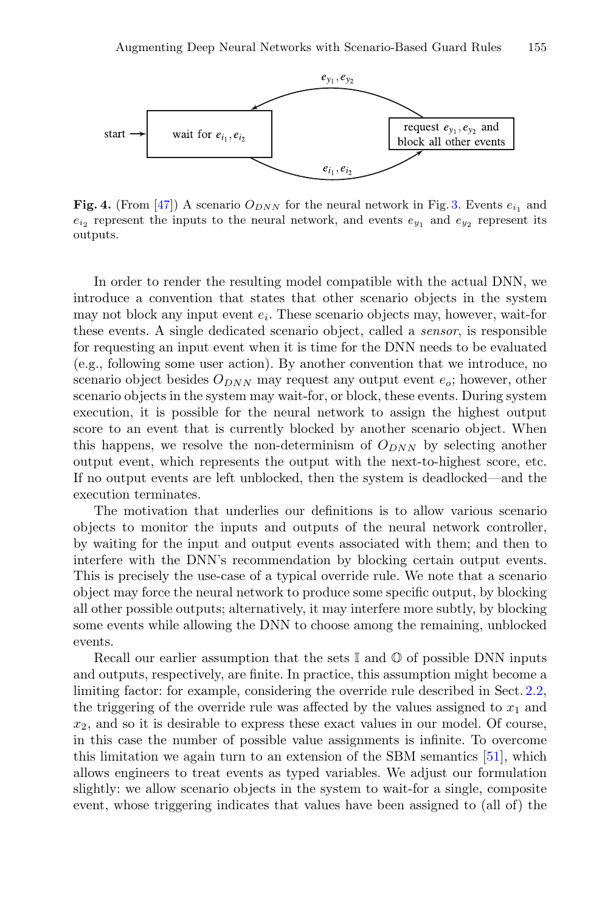start → wait for $e_{i_1}, e_{i_2}$

$e_{i_1}, e_{i_2}$

request $e_{y_1}, e_{y_2}$ and block all other events

$e_{y_1}, e_{y_2}$

**Fig. 4.** (From [47]) A scenario $O_{DNN}$ for the neural network in Fig. 3. Events $e_{i_1}$ and $e_{i_2}$ represent the inputs to the neural network, and events $e_{y_1}$ and $e_{y_2}$ represent its outputs.

In order to render the resulting model compatible with the actual DNN, we introduce a convention that states that other scenario objects in the system may not block any input event $e_i$. These scenario objects may, however, wait-for these events. A single dedicated scenario object, called a *sensor*, is responsible for requesting an input event when it is time for the DNN needs to be evaluated (e.g., following some user action). By another convention that we introduce, no scenario object besides $O_{DNN}$ may request any output event $e_o$; however, other scenario objects in the system may wait-for, or block, these events. During system execution, it is possible for the neural network to assign the highest output score to an event that is currently blocked by another scenario object. When this happens, we resolve the non-determinism of $O_{DNN}$ by selecting another output event, which represents the output with the next-to-highest score, etc. If no output events are left unblocked, then the system is deadlocked—and the execution terminates.

The motivation that underlies our definitions is to allow various scenario objects to monitor the inputs and outputs of the neural network controller, by waiting for the input and output events associated with them; and then to interfere with the DNN's recommendation by blocking certain output events. This is precisely the use-case of a typical override rule. We note that a scenario object may force the neural network to produce some specific output, by blocking all other possible outputs; alternatively, it may interfere more subtly, by blocking some events while allowing the DNN to choose among the remaining, unblocked events.

Recall our earlier assumption that the sets $\mathbb{I}$ and $\mathbb{O}$ of possible DNN inputs and outputs, respectively, are finite. In practice, this assumption might become a limiting factor: for example, considering the override rule described in Sect. 2.2, the triggering of the override rule was affected by the values assigned to $x_1$ and $x_2$, and so it is desirable to express these exact values in our model. Of course, in this case the number of possible value assignments is infinite. To overcome this limitation we again turn to an extension of the SBM semantics [51], which allows engineers to treat events as typed variables. We adjust our formulation slightly: we allow scenario objects in the system to wait-for a single, composite event, whose triggering indicates that values have been assigned to (all of) the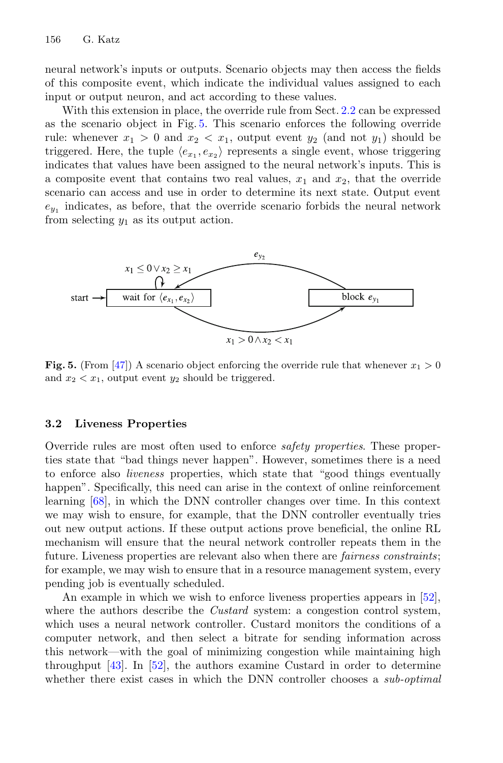neural network's inputs or outputs. Scenario objects may then access the fields of this composite event, which indicate the individual values assigned to each input or output neuron, and act according to these values.

With this extension in place, the override rule from Sect. 2.2 can be expressed as the scenario object in Fig. 5. This scenario enforces the following override rule: whenever $x_1 > 0$ and $x_2 < x_1$, output event $y_2$ (and not $y_1$) should be triggered. Here, the tuple $\langle e_{x_1}, e_{x_2} \rangle$ represents a single event, whose triggering indicates that values have been assigned to the neural network's inputs. This is a composite event that contains two real values, $x_1$ and $x_2$, that the override scenario can access and use in order to determine its next state. Output event $e_{y_1}$ indicates, as before, that the override scenario forbids the neural network from selecting $y_1$ as its output action.

**Fig. 5.** (From [47]) A scenario object enforcing the override rule that whenever $x_1 > 0$ and $x_2 < x_1$, output event $y_2$ should be triggered.

### 3.2 Liveness Properties

Override rules are most often used to enforce *safety properties*. These properties state that "bad things never happen". However, sometimes there is a need to enforce also *liveness* properties, which state that "good things eventually happen". Specifically, this need can arise in the context of online reinforcement learning [68], in which the DNN controller changes over time. In this context we may wish to ensure, for example, that the DNN controller eventually tries out new output actions. If these output actions prove beneficial, the online RL mechanism will ensure that the neural network controller repeats them in the future. Liveness properties are relevant also when there are *fairness constraints*; for example, we may wish to ensure that in a resource management system, every pending job is eventually scheduled.

An example in which we wish to enforce liveness properties appears in [52], where the authors describe the *Custard* system: a congestion control system, which uses a neural network controller. Custard monitors the conditions of a computer network, and then select a bitrate for sending information across this network—with the goal of minimizing congestion while maintaining high throughput [43]. In [52], the authors examine Custard in order to determine whether there exist cases in which the DNN controller chooses a *sub-optimal*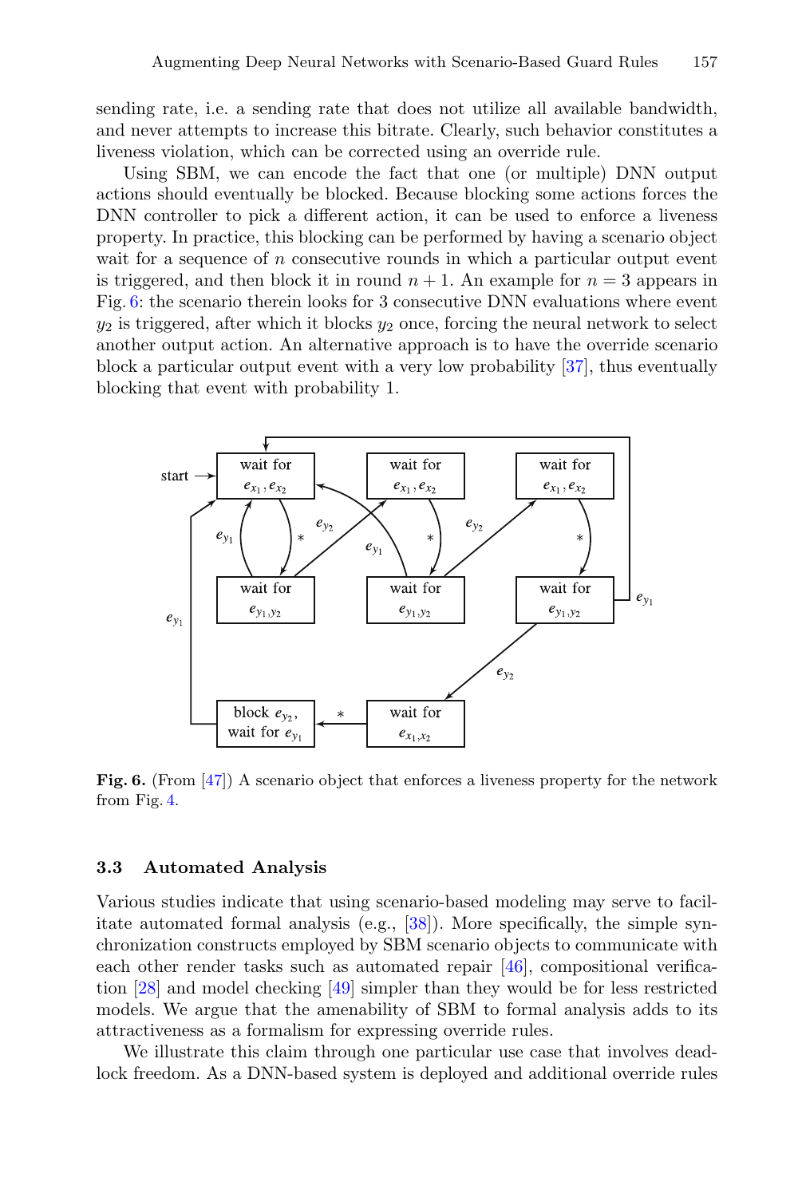sending rate, i.e. a sending rate that does not utilize all available bandwidth, and never attempts to increase this bitrate. Clearly, such behavior constitutes a liveness violation, which can be corrected using an override rule.

Using SBM, we can encode the fact that one (or multiple) DNN output actions should eventually be blocked. Because blocking some actions forces the DNN controller to pick a different action, it can be used to enforce a liveness property. In practice, this blocking can be performed by having a scenario object wait for a sequence of $n$ consecutive rounds in which a particular output event is triggered, and then block it in round $n+1$. An example for $n=3$ appears in Fig. 6: the scenario therein looks for 3 consecutive DNN evaluations where event $y_2$ is triggered, after which it blocks $y_2$ once, forcing the neural network to select another output action. An alternative approach is to have the override scenario block a particular output event with a very low probability [37], thus eventually blocking that event with probability 1.

**Fig. 6.** (From [47]) A scenario object that enforces a liveness property for the network from Fig. 4.

### 3.3 Automated Analysis

Various studies indicate that using scenario-based modeling may serve to facilitate automated formal analysis (e.g., [38]). More specifically, the simple synchronization constructs employed by SBM scenario objects to communicate with each other render tasks such as automated repair [46], compositional verification [28] and model checking [49] simpler than they would be for less restricted models. We argue that the amenability of SBM to formal analysis adds to its attractiveness as a formalism for expressing override rules.

We illustrate this claim through one particular use case that involves deadlock freedom. As a DNN-based system is deployed and additional override rules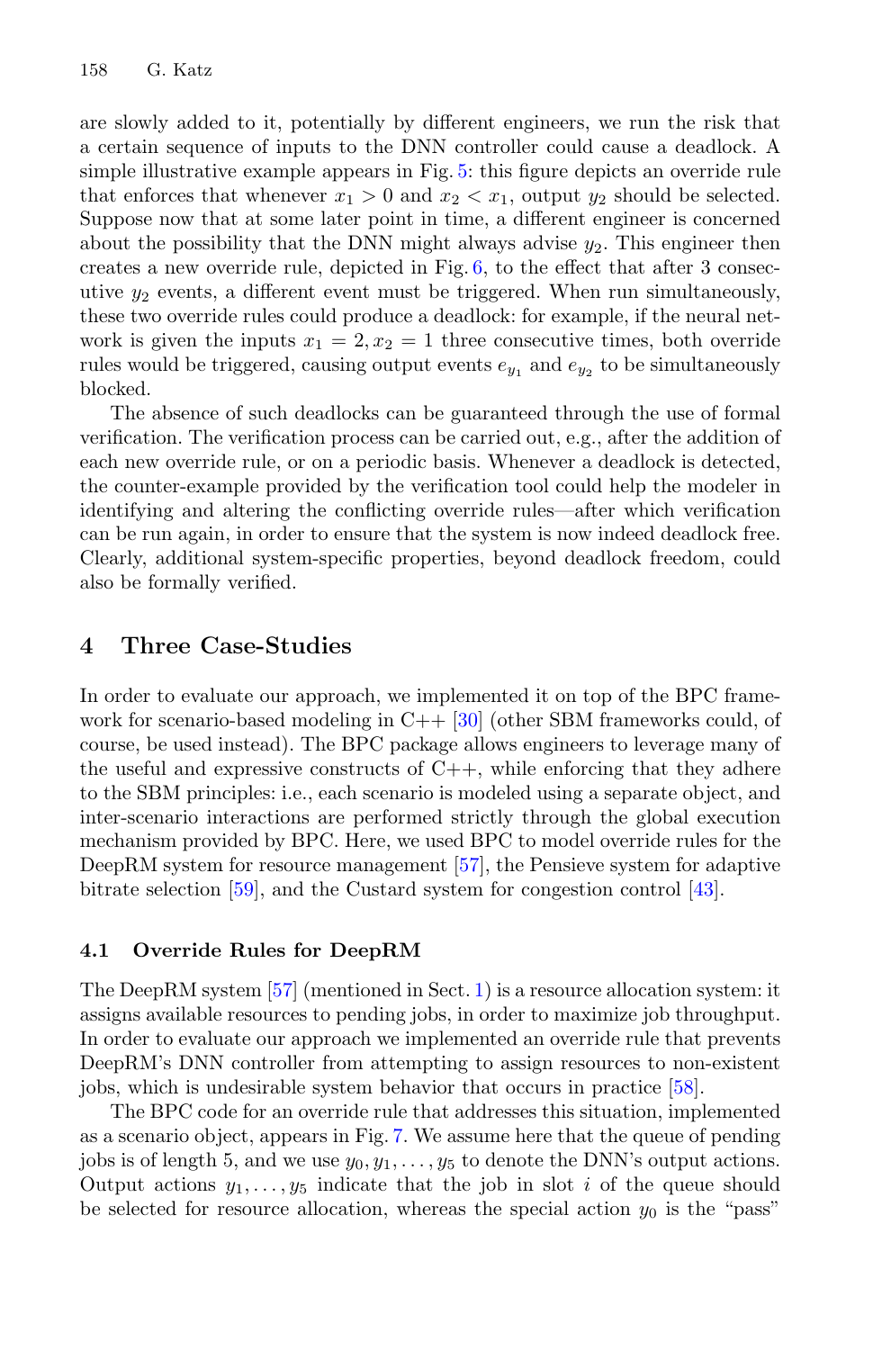are slowly added to it, potentially by different engineers, we run the risk that a certain sequence of inputs to the DNN controller could cause a deadlock. A simple illustrative example appears in Fig. 5: this figure depicts an override rule that enforces that whenever $x_1 > 0$ and $x_2 < x_1$, output $y_2$ should be selected. Suppose now that at some later point in time, a different engineer is concerned about the possibility that the DNN might always advise $y_2$. This engineer then creates a new override rule, depicted in Fig. 6, to the effect that after 3 consecutive $y_2$ events, a different event must be triggered. When run simultaneously, these two override rules could produce a deadlock: for example, if the neural network is given the inputs $x_1 = 2, x_2 = 1$ three consecutive times, both override rules would be triggered, causing output events $e_{y_1}$ and $e_{y_2}$ to be simultaneously blocked.

The absence of such deadlocks can be guaranteed through the use of formal verification. The verification process can be carried out, e.g., after the addition of each new override rule, or on a periodic basis. Whenever a deadlock is detected, the counter-example provided by the verification tool could help the modeler in identifying and altering the conflicting override rules—after which verification can be run again, in order to ensure that the system is now indeed deadlock free. Clearly, additional system-specific properties, beyond deadlock freedom, could also be formally verified.

## 4 Three Case-Studies

In order to evaluate our approach, we implemented it on top of the BPC framework for scenario-based modeling in C++ [30] (other SBM frameworks could, of course, be used instead). The BPC package allows engineers to leverage many of the useful and expressive constructs of C++, while enforcing that they adhere to the SBM principles: i.e., each scenario is modeled using a separate object, and inter-scenario interactions are performed strictly through the global execution mechanism provided by BPC. Here, we used BPC to model override rules for the DeepRM system for resource management [57], the Pensieve system for adaptive bitrate selection [59], and the Custard system for congestion control [43].

### 4.1 Override Rules for DeepRM

The DeepRM system [57] (mentioned in Sect. 1) is a resource allocation system: it assigns available resources to pending jobs, in order to maximize job throughput. In order to evaluate our approach we implemented an override rule that prevents DeepRM's DNN controller from attempting to assign resources to non-existent jobs, which is undesirable system behavior that occurs in practice [58].

The BPC code for an override rule that addresses this situation, implemented as a scenario object, appears in Fig. 7. We assume here that the queue of pending jobs is of length 5, and we use $y_0, y_1, \ldots, y_5$ to denote the DNN's output actions. Output actions $y_1, \ldots, y_5$ indicate that the job in slot $i$ of the queue should be selected for resource allocation, whereas the special action $y_0$ is the "pass"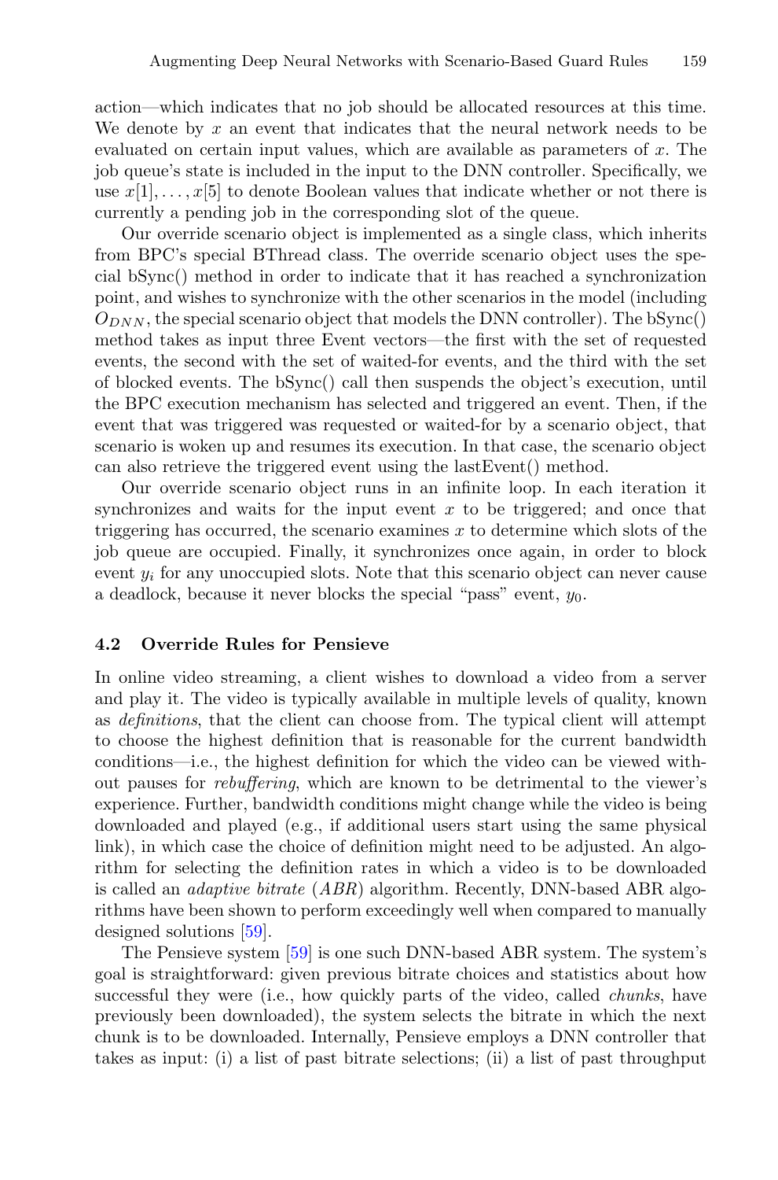action—which indicates that no job should be allocated resources at this time. We denote by $x$ an event that indicates that the neural network needs to be evaluated on certain input values, which are available as parameters of $x$. The job queue's state is included in the input to the DNN controller. Specifically, we use $x[1], \ldots, x[5]$ to denote Boolean values that indicate whether or not there is currently a pending job in the corresponding slot of the queue.

Our override scenario object is implemented as a single class, which inherits from BPC's special BThread class. The override scenario object uses the special bSync() method in order to indicate that it has reached a synchronization point, and wishes to synchronize with the other scenarios in the model (including $O_{DNN}$, the special scenario object that models the DNN controller). The bSync() method takes as input three Event vectors—the first with the set of requested events, the second with the set of waited-for events, and the third with the set of blocked events. The bSync() call then suspends the object's execution, until the BPC execution mechanism has selected and triggered an event. Then, if the event that was triggered was requested or waited-for by a scenario object, that scenario is woken up and resumes its execution. In that case, the scenario object can also retrieve the triggered event using the lastEvent() method.

Our override scenario object runs in an infinite loop. In each iteration it synchronizes and waits for the input event $x$ to be triggered; and once that triggering has occurred, the scenario examines $x$ to determine which slots of the job queue are occupied. Finally, it synchronizes once again, in order to block event $y_i$ for any unoccupied slots. Note that this scenario object can never cause a deadlock, because it never blocks the special "pass" event, $y_0$.

### 4.2 Override Rules for Pensieve

In online video streaming, a client wishes to download a video from a server and play it. The video is typically available in multiple levels of quality, known as *definitions*, that the client can choose from. The typical client will attempt to choose the highest definition that is reasonable for the current bandwidth conditions—i.e., the highest definition for which the video can be viewed without pauses for *rebuffering*, which are known to be detrimental to the viewer's experience. Further, bandwidth conditions might change while the video is being downloaded and played (e.g., if additional users start using the same physical link), in which case the choice of definition might need to be adjusted. An algorithm for selecting the definition rates in which a video is to be downloaded is called an *adaptive bitrate* (*ABR*) algorithm. Recently, DNN-based ABR algorithms have been shown to perform exceedingly well when compared to manually designed solutions [59].

The Pensieve system [59] is one such DNN-based ABR system. The system's goal is straightforward: given previous bitrate choices and statistics about how successful they were (i.e., how quickly parts of the video, called *chunks*, have previously been downloaded), the system selects the bitrate in which the next chunk is to be downloaded. Internally, Pensieve employs a DNN controller that takes as input: (i) a list of past bitrate selections; (ii) a list of past throughput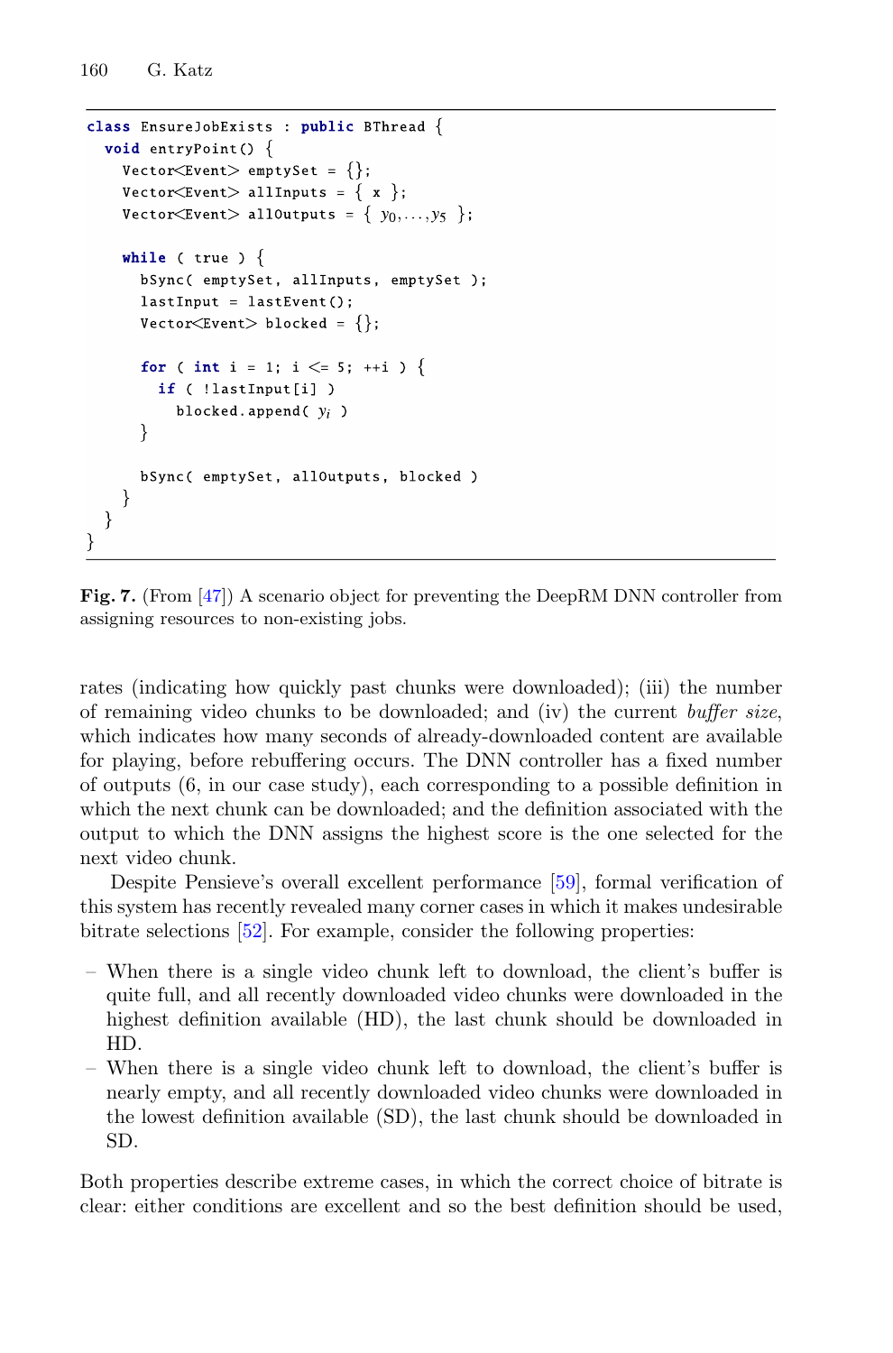```
class EnsureJobExists : public BThread {
  void entryPoint() {
    Vector<Event> emptySet = {};
    Vector<Event> allInputs = { x };
    Vector<Event> allOutputs = { y_0,...,y_5 };

    while ( true ) {
      bSync( emptySet, allInputs, emptySet );
      lastInput = lastEvent();
      Vector<Event> blocked = {};

      for ( int i = 1; i <= 5; ++i ) {
        if ( !lastInput[i] )
          blocked.append( y_i )
      }

      bSync( emptySet, allOutputs, blocked )
    }
  }
}
```

**Fig. 7.** (From [47]) A scenario object for preventing the DeepRM DNN controller from assigning resources to non-existing jobs.

rates (indicating how quickly past chunks were downloaded); (iii) the number of remaining video chunks to be downloaded; and (iv) the current *buffer size*, which indicates how many seconds of already-downloaded content are available for playing, before rebuffering occurs. The DNN controller has a fixed number of outputs (6, in our case study), each corresponding to a possible definition in which the next chunk can be downloaded; and the definition associated with the output to which the DNN assigns the highest score is the one selected for the next video chunk.

Despite Pensieve's overall excellent performance [59], formal verification of this system has recently revealed many corner cases in which it makes undesirable bitrate selections [52]. For example, consider the following properties:

- When there is a single video chunk left to download, the client's buffer is quite full, and all recently downloaded video chunks were downloaded in the highest definition available (HD), the last chunk should be downloaded in HD.
- When there is a single video chunk left to download, the client's buffer is nearly empty, and all recently downloaded video chunks were downloaded in the lowest definition available (SD), the last chunk should be downloaded in SD.

Both properties describe extreme cases, in which the correct choice of bitrate is clear: either conditions are excellent and so the best definition should be used,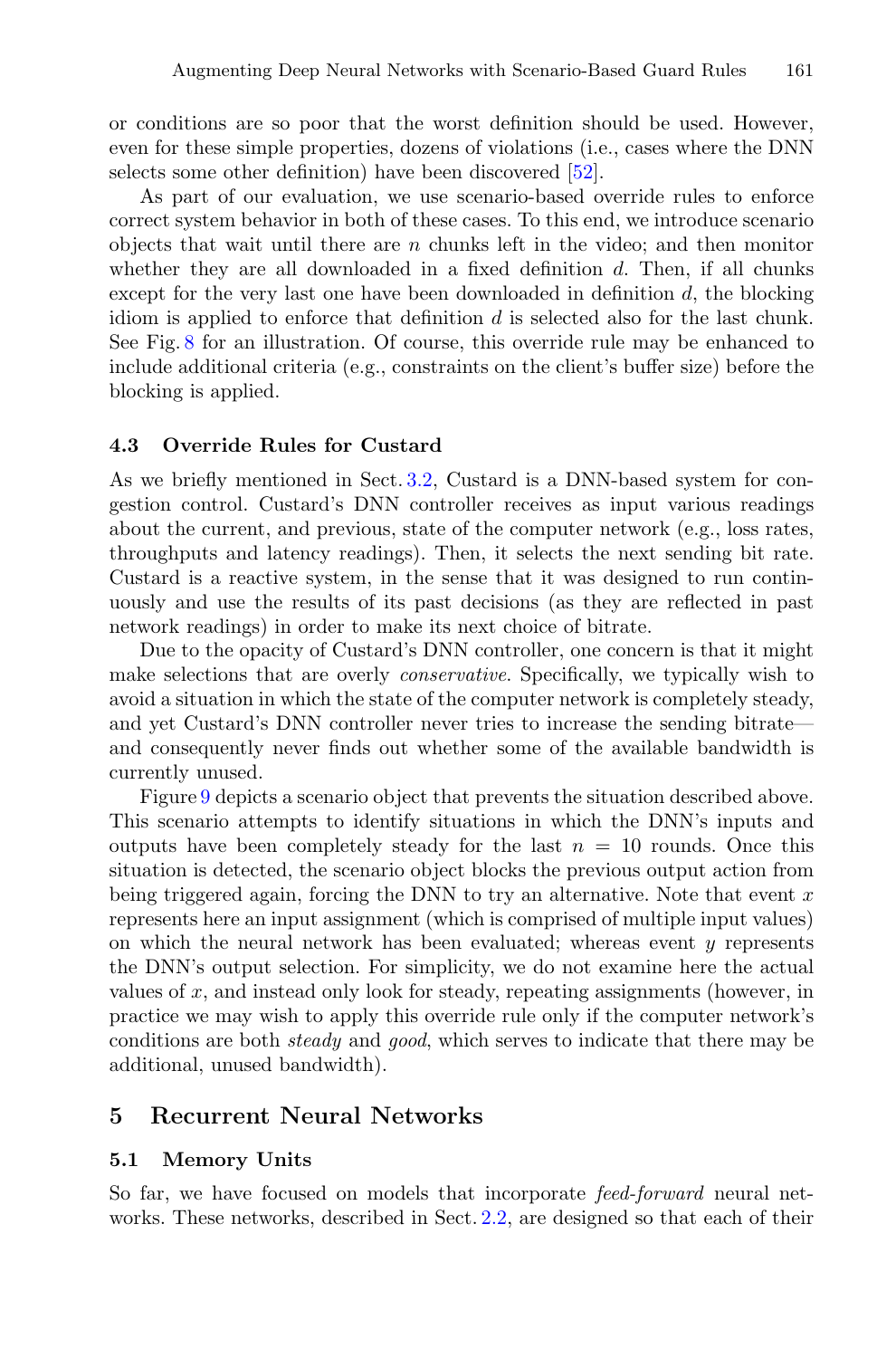or conditions are so poor that the worst definition should be used. However, even for these simple properties, dozens of violations (i.e., cases where the DNN selects some other definition) have been discovered [52].

As part of our evaluation, we use scenario-based override rules to enforce correct system behavior in both of these cases. To this end, we introduce scenario objects that wait until there are $n$ chunks left in the video; and then monitor whether they are all downloaded in a fixed definition $d$. Then, if all chunks except for the very last one have been downloaded in definition $d$, the blocking idiom is applied to enforce that definition $d$ is selected also for the last chunk. See Fig. 8 for an illustration. Of course, this override rule may be enhanced to include additional criteria (e.g., constraints on the client's buffer size) before the blocking is applied.

### 4.3 Override Rules for Custard

As we briefly mentioned in Sect. 3.2, Custard is a DNN-based system for congestion control. Custard's DNN controller receives as input various readings about the current, and previous, state of the computer network (e.g., loss rates, throughputs and latency readings). Then, it selects the next sending bit rate. Custard is a reactive system, in the sense that it was designed to run continuously and use the results of its past decisions (as they are reflected in past network readings) in order to make its next choice of bitrate.

Due to the opacity of Custard's DNN controller, one concern is that it might make selections that are overly *conservative*. Specifically, we typically wish to avoid a situation in which the state of the computer network is completely steady, and yet Custard's DNN controller never tries to increase the sending bitrate—and consequently never finds out whether some of the available bandwidth is currently unused.

Figure 9 depicts a scenario object that prevents the situation described above. This scenario attempts to identify situations in which the DNN's inputs and outputs have been completely steady for the last $n = 10$ rounds. Once this situation is detected, the scenario object blocks the previous output action from being triggered again, forcing the DNN to try an alternative. Note that event $x$ represents here an input assignment (which is comprised of multiple input values) on which the neural network has been evaluated; whereas event $y$ represents the DNN's output selection. For simplicity, we do not examine here the actual values of $x$, and instead only look for steady, repeating assignments (however, in practice we may wish to apply this override rule only if the computer network's conditions are both *steady* and *good*, which serves to indicate that there may be additional, unused bandwidth).

## 5 Recurrent Neural Networks

### 5.1 Memory Units

So far, we have focused on models that incorporate *feed-forward* neural networks. These networks, described in Sect. 2.2, are designed so that each of their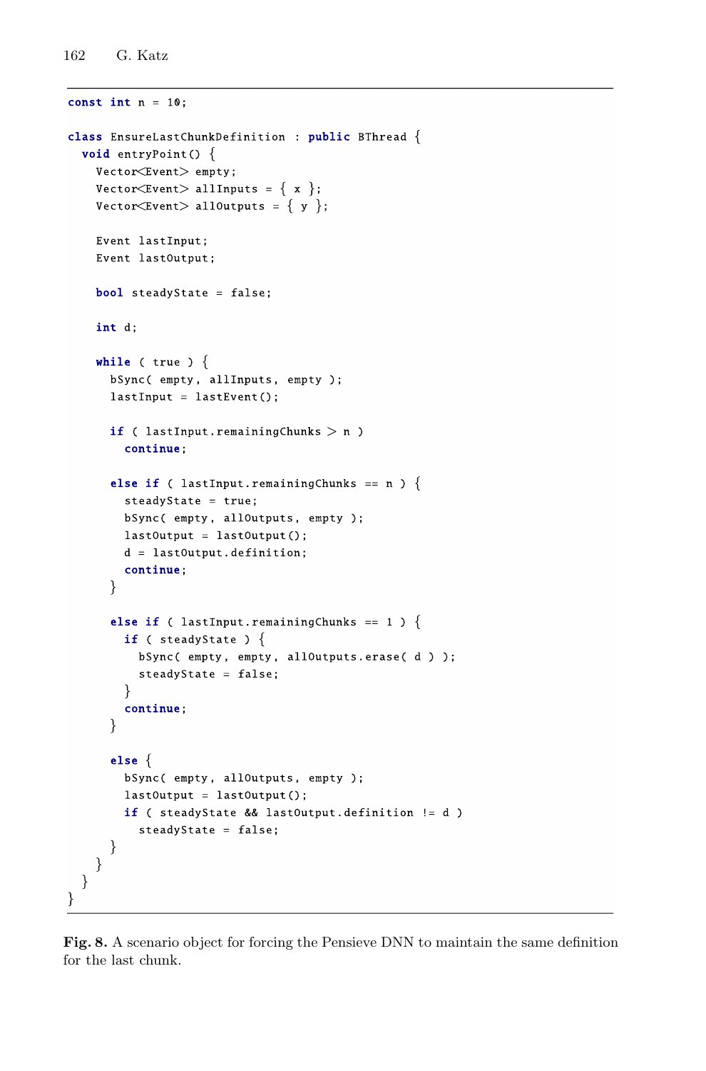```
const int n = 10;

class EnsureLastChunkDefinition : public BThread {
  void entryPoint() {
    Vector<Event> empty;
    Vector<Event> allInputs = { x };
    Vector<Event> allOutputs = { y };

    Event lastInput;
    Event lastOutput;

    bool steadyState = false;

    int d;

    while ( true ) {
      bSync( empty, allInputs, empty );
      lastInput = lastEvent();

      if ( lastInput.remainingChunks > n )
        continue;

      else if ( lastInput.remainingChunks == n ) {
        steadyState = true;
        bSync( empty, allOutputs, empty );
        lastOutput = lastOutput();
        d = lastOutput.definition;
        continue;
      }

      else if ( lastInput.remainingChunks == 1 ) {
        if ( steadyState ) {
          bSync( empty, empty, allOutputs.erase( d ) );
          steadyState = false;
        }
        continue;
      }

      else {
        bSync( empty, allOutputs, empty );
        lastOutput = lastOutput();
        if ( steadyState && lastOutput.definition != d )
          steadyState = false;
      }
    }
  }
}
```

**Fig. 8.** A scenario object for forcing the Pensieve DNN to maintain the same definition for the last chunk.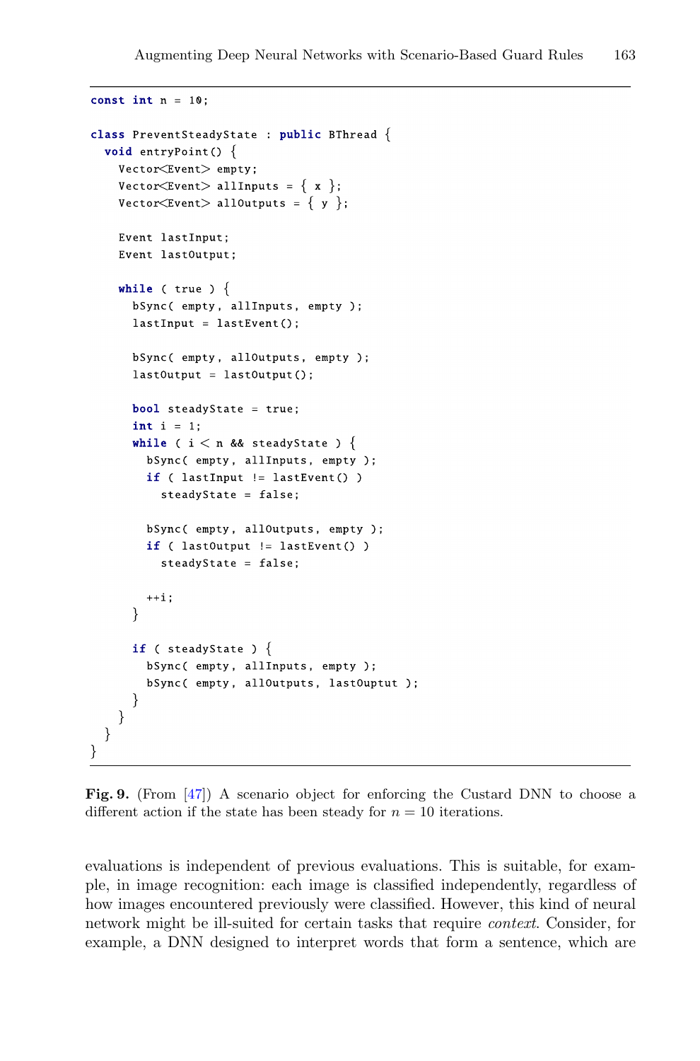```
const int n = 10;

class PreventSteadyState : public BThread {
  void entryPoint() {
    Vector<Event> empty;
    Vector<Event> allInputs = { x };
    Vector<Event> allOutputs = { y };

    Event lastInput;
    Event lastOutput;

    while ( true ) {
      bSync( empty, allInputs, empty );
      lastInput = lastEvent();

      bSync( empty, allOutputs, empty );
      lastOutput = lastOutput();

      bool steadyState = true;
      int i = 1;
      while ( i < n && steadyState ) {
        bSync( empty, allInputs, empty );
        if ( lastInput != lastEvent() )
          steadyState = false;

        bSync( empty, allOutputs, empty );
        if ( lastOutput != lastEvent() )
          steadyState = false;

        ++i;
      }

      if ( steadyState ) {
        bSync( empty, allInputs, empty );
        bSync( empty, allOutputs, lastOuptut );
      }
    }
  }
}
```

**Fig. 9.** (From [47]) A scenario object for enforcing the Custard DNN to choose a different action if the state has been steady for $n = 10$ iterations.

evaluations is independent of previous evaluations. This is suitable, for example, in image recognition: each image is classified independently, regardless of how images encountered previously were classified. However, this kind of neural network might be ill-suited for certain tasks that require *context*. Consider, for example, a DNN designed to interpret words that form a sentence, which are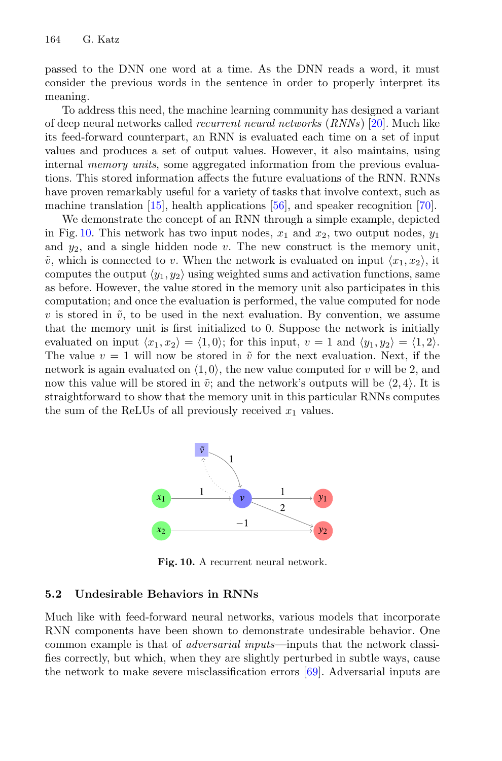passed to the DNN one word at a time. As the DNN reads a word, it must consider the previous words in the sentence in order to properly interpret its meaning.

To address this need, the machine learning community has designed a variant of deep neural networks called *recurrent neural networks* (*RNNs*) [20]. Much like its feed-forward counterpart, an RNN is evaluated each time on a set of input values and produces a set of output values. However, it also maintains, using internal *memory units*, some aggregated information from the previous evaluations. This stored information affects the future evaluations of the RNN. RNNs have proven remarkably useful for a variety of tasks that involve context, such as machine translation [15], health applications [56], and speaker recognition [70].

We demonstrate the concept of an RNN through a simple example, depicted in Fig. 10. This network has two input nodes, $x_1$ and $x_2$, two output nodes, $y_1$ and $y_2$, and a single hidden node $v$. The new construct is the memory unit, $\tilde{v}$, which is connected to $v$. When the network is evaluated on input $\langle x_1, x_2 \rangle$, it computes the output $\langle y_1, y_2 \rangle$ using weighted sums and activation functions, same as before. However, the value stored in the memory unit also participates in this computation; and once the evaluation is performed, the value computed for node $v$ is stored in $\tilde{v}$, to be used in the next evaluation. By convention, we assume that the memory unit is first initialized to 0. Suppose the network is initially evaluated on input $\langle x_1, x_2 \rangle = \langle 1, 0 \rangle$; for this input, $v = 1$ and $\langle y_1, y_2 \rangle = \langle 1, 2 \rangle$. The value $v = 1$ will now be stored in $\tilde{v}$ for the next evaluation. Next, if the network is again evaluated on $\langle 1, 0 \rangle$, the new value computed for $v$ will be 2, and now this value will be stored in $\tilde{v}$; and the network's outputs will be $\langle 2, 4 \rangle$. It is straightforward to show that the memory unit in this particular RNNs computes the sum of the ReLUs of all previously received $x_1$ values.

**Fig. 10.** A recurrent neural network.

### 5.2 Undesirable Behaviors in RNNs

Much like with feed-forward neural networks, various models that incorporate RNN components have been shown to demonstrate undesirable behavior. One common example is that of *adversarial inputs*—inputs that the network classifies correctly, but which, when they are slightly perturbed in subtle ways, cause the network to make severe misclassification errors [69]. Adversarial inputs are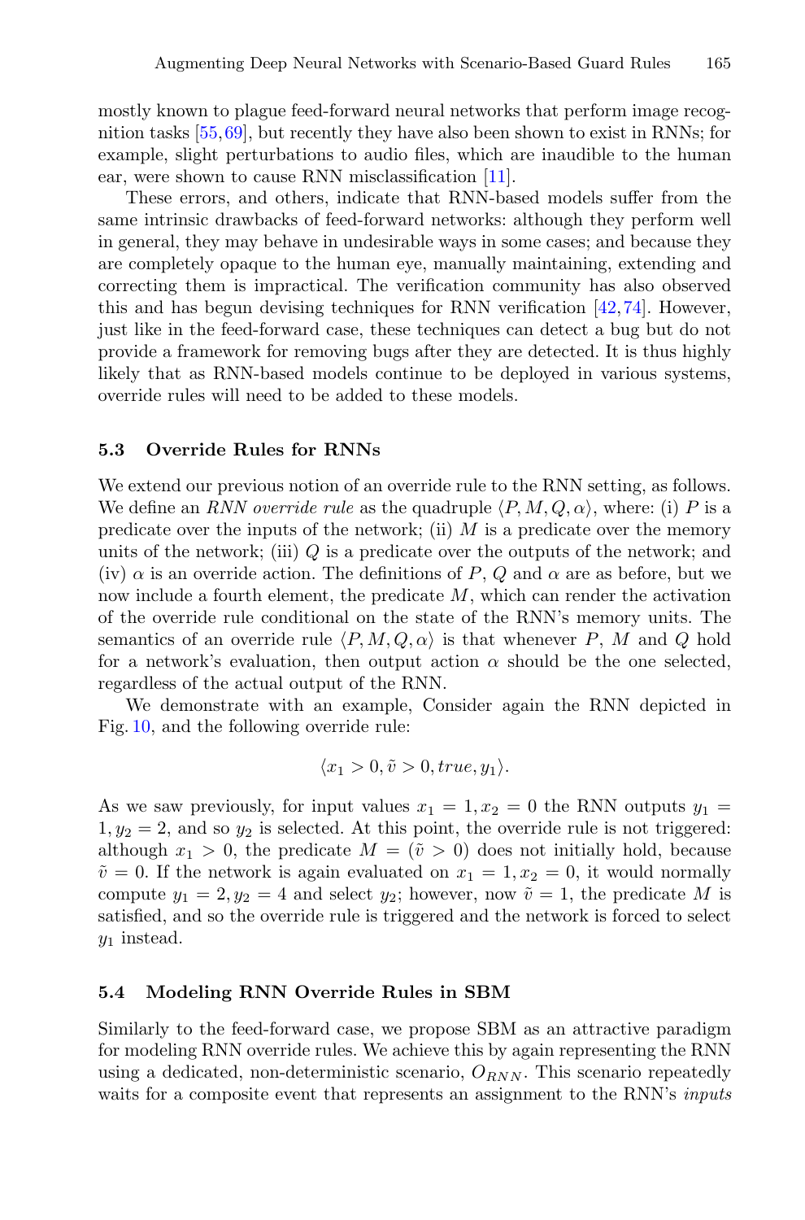mostly known to plague feed-forward neural networks that perform image recognition tasks [55,69], but recently they have also been shown to exist in RNNs; for example, slight perturbations to audio files, which are inaudible to the human ear, were shown to cause RNN misclassification [11].

These errors, and others, indicate that RNN-based models suffer from the same intrinsic drawbacks of feed-forward networks: although they perform well in general, they may behave in undesirable ways in some cases; and because they are completely opaque to the human eye, manually maintaining, extending and correcting them is impractical. The verification community has also observed this and has begun devising techniques for RNN verification [42,74]. However, just like in the feed-forward case, these techniques can detect a bug but do not provide a framework for removing bugs after they are detected. It is thus highly likely that as RNN-based models continue to be deployed in various systems, override rules will need to be added to these models.

### 5.3 Override Rules for RNNs

We extend our previous notion of an override rule to the RNN setting, as follows. We define an *RNN override rule* as the quadruple $\langle P, M, Q, \alpha \rangle$, where: (i) $P$ is a predicate over the inputs of the network; (ii) $M$ is a predicate over the memory units of the network; (iii) $Q$ is a predicate over the outputs of the network; and (iv) $\alpha$ is an override action. The definitions of $P$, $Q$ and $\alpha$ are as before, but we now include a fourth element, the predicate $M$, which can render the activation of the override rule conditional on the state of the RNN's memory units. The semantics of an override rule $\langle P, M, Q, \alpha \rangle$ is that whenever $P$, $M$ and $Q$ hold for a network's evaluation, then output action $\alpha$ should be the one selected, regardless of the actual output of the RNN.

We demonstrate with an example, Consider again the RNN depicted in Fig. 10, and the following override rule:

$$\langle x_1 > 0, \tilde{v} > 0, true, y_1 \rangle.$$

As we saw previously, for input values $x_1 = 1, x_2 = 0$ the RNN outputs $y_1 = 1, y_2 = 2$, and so $y_2$ is selected. At this point, the override rule is not triggered: although $x_1 > 0$, the predicate $M = (\tilde{v} > 0)$ does not initially hold, because $\tilde{v} = 0$. If the network is again evaluated on $x_1 = 1, x_2 = 0$, it would normally compute $y_1 = 2, y_2 = 4$ and select $y_2$; however, now $\tilde{v} = 1$, the predicate $M$ is satisfied, and so the override rule is triggered and the network is forced to select $y_1$ instead.

### 5.4 Modeling RNN Override Rules in SBM

Similarly to the feed-forward case, we propose SBM as an attractive paradigm for modeling RNN override rules. We achieve this by again representing the RNN using a dedicated, non-deterministic scenario, $O_{RNN}$. This scenario repeatedly waits for a composite event that represents an assignment to the RNN's *inputs*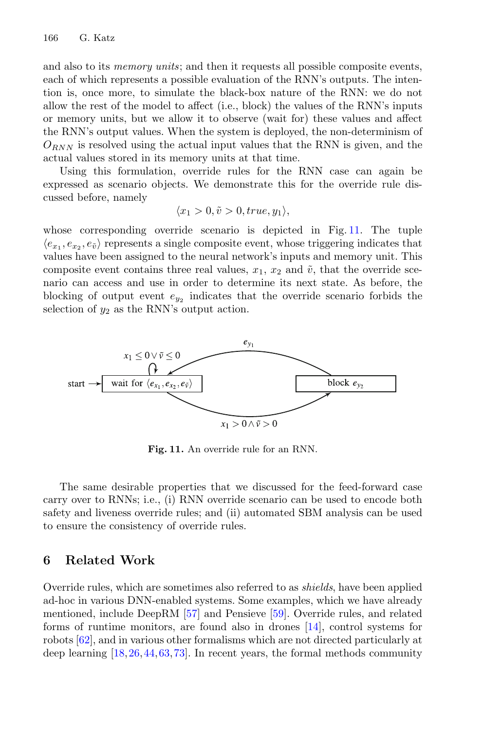and also to its *memory units*; and then it requests all possible composite events, each of which represents a possible evaluation of the RNN's outputs. The intention is, once more, to simulate the black-box nature of the RNN: we do not allow the rest of the model to affect (i.e., block) the values of the RNN's inputs or memory units, but we allow it to observe (wait for) these values and affect the RNN's output values. When the system is deployed, the non-determinism of $O_{RNN}$ is resolved using the actual input values that the RNN is given, and the actual values stored in its memory units at that time.

Using this formulation, override rules for the RNN case can again be expressed as scenario objects. We demonstrate this for the override rule discussed before, namely

$$\langle x_1 > 0, \tilde{v} > 0, true, y_1 \rangle,$$

whose corresponding override scenario is depicted in Fig. 11. The tuple $\langle e_{x_1}, e_{x_2}, e_{\tilde{v}} \rangle$ represents a single composite event, whose triggering indicates that values have been assigned to the neural network's inputs and memory unit. This composite event contains three real values, $x_1$, $x_2$ and $\tilde{v}$, that the override scenario can access and use in order to determine its next state. As before, the blocking of output event $e_{y_2}$ indicates that the override scenario forbids the selection of $y_2$ as the RNN's output action.

**Fig. 11.** An override rule for an RNN.

The same desirable properties that we discussed for the feed-forward case carry over to RNNs; i.e., (i) RNN override scenario can be used to encode both safety and liveness override rules; and (ii) automated SBM analysis can be used to ensure the consistency of override rules.

## 6 Related Work

Override rules, which are sometimes also referred to as *shields*, have been applied ad-hoc in various DNN-enabled systems. Some examples, which we have already mentioned, include DeepRM [57] and Pensieve [59]. Override rules, and related forms of runtime monitors, are found also in drones [14], control systems for robots [62], and in various other formalisms which are not directed particularly at deep learning [18,26,44,63,73]. In recent years, the formal methods community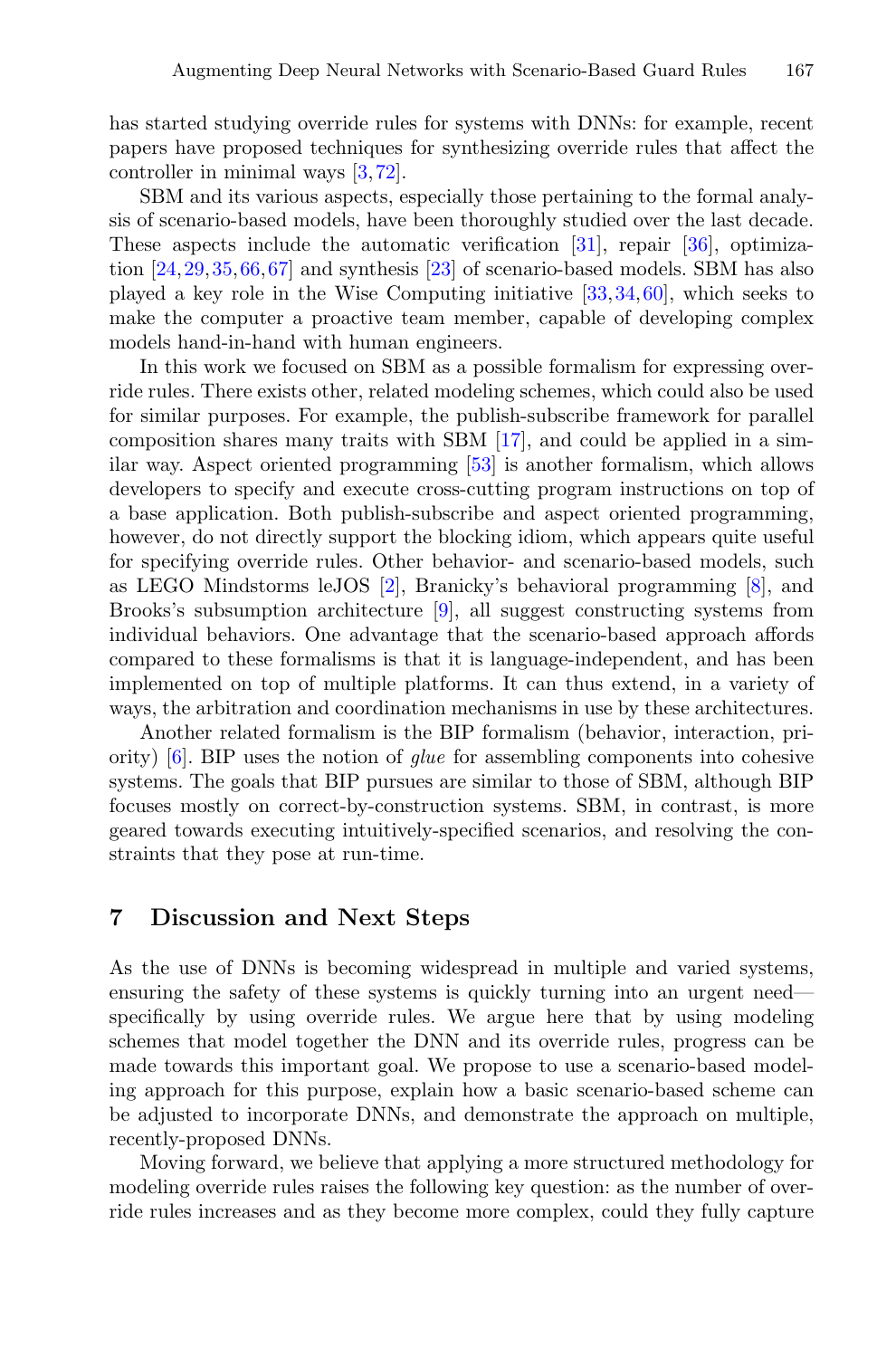has started studying override rules for systems with DNNs: for example, recent papers have proposed techniques for synthesizing override rules that affect the controller in minimal ways [3,72].

SBM and its various aspects, especially those pertaining to the formal analysis of scenario-based models, have been thoroughly studied over the last decade. These aspects include the automatic verification [31], repair [36], optimization [24,29,35,66,67] and synthesis [23] of scenario-based models. SBM has also played a key role in the Wise Computing initiative [33,34,60], which seeks to make the computer a proactive team member, capable of developing complex models hand-in-hand with human engineers.

In this work we focused on SBM as a possible formalism for expressing override rules. There exists other, related modeling schemes, which could also be used for similar purposes. For example, the publish-subscribe framework for parallel composition shares many traits with SBM [17], and could be applied in a similar way. Aspect oriented programming [53] is another formalism, which allows developers to specify and execute cross-cutting program instructions on top of a base application. Both publish-subscribe and aspect oriented programming, however, do not directly support the blocking idiom, which appears quite useful for specifying override rules. Other behavior- and scenario-based models, such as LEGO Mindstorms leJOS [2], Branicky's behavioral programming [8], and Brooks's subsumption architecture [9], all suggest constructing systems from individual behaviors. One advantage that the scenario-based approach affords compared to these formalisms is that it is language-independent, and has been implemented on top of multiple platforms. It can thus extend, in a variety of ways, the arbitration and coordination mechanisms in use by these architectures.

Another related formalism is the BIP formalism (behavior, interaction, priority) [6]. BIP uses the notion of *glue* for assembling components into cohesive systems. The goals that BIP pursues are similar to those of SBM, although BIP focuses mostly on correct-by-construction systems. SBM, in contrast, is more geared towards executing intuitively-specified scenarios, and resolving the constraints that they pose at run-time.

## 7 Discussion and Next Steps

As the use of DNNs is becoming widespread in multiple and varied systems, ensuring the safety of these systems is quickly turning into an urgent need—specifically by using override rules. We argue here that by using modeling schemes that model together the DNN and its override rules, progress can be made towards this important goal. We propose to use a scenario-based modeling approach for this purpose, explain how a basic scenario-based scheme can be adjusted to incorporate DNNs, and demonstrate the approach on multiple, recently-proposed DNNs.

Moving forward, we believe that applying a more structured methodology for modeling override rules raises the following key question: as the number of override rules increases and as they become more complex, could they fully capture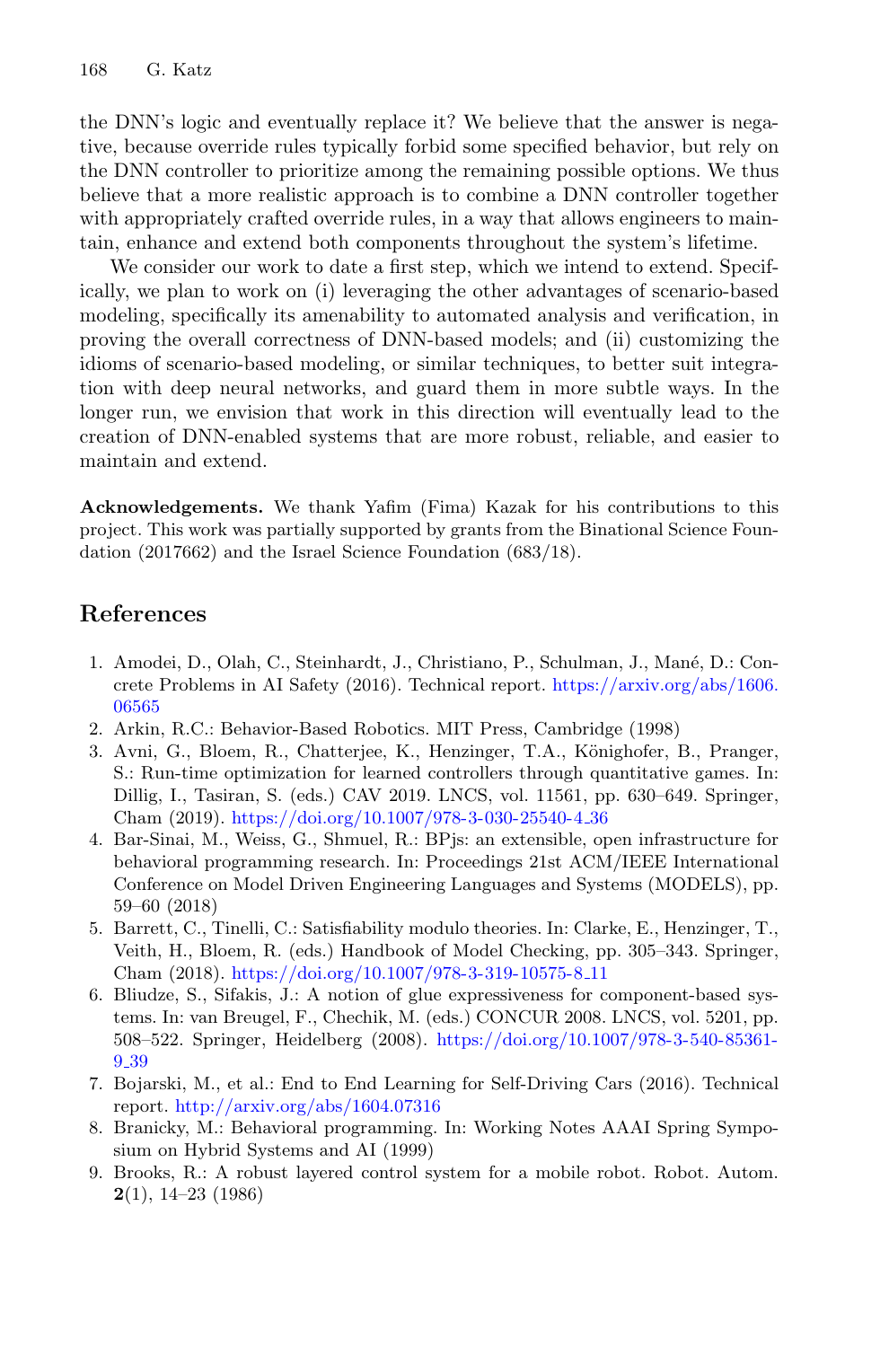the DNN's logic and eventually replace it? We believe that the answer is negative, because override rules typically forbid some specified behavior, but rely on the DNN controller to prioritize among the remaining possible options. We thus believe that a more realistic approach is to combine a DNN controller together with appropriately crafted override rules, in a way that allows engineers to maintain, enhance and extend both components throughout the system's lifetime.

We consider our work to date a first step, which we intend to extend. Specifically, we plan to work on (i) leveraging the other advantages of scenario-based modeling, specifically its amenability to automated analysis and verification, in proving the overall correctness of DNN-based models; and (ii) customizing the idioms of scenario-based modeling, or similar techniques, to better suit integration with deep neural networks, and guard them in more subtle ways. In the longer run, we envision that work in this direction will eventually lead to the creation of DNN-enabled systems that are more robust, reliable, and easier to maintain and extend.

**Acknowledgements.** We thank Yafim (Fima) Kazak for his contributions to this project. This work was partially supported by grants from the Binational Science Foundation (2017662) and the Israel Science Foundation (683/18).

## References

1. Amodei, D., Olah, C., Steinhardt, J., Christiano, P., Schulman, J., Mané, D.: Concrete Problems in AI Safety (2016). Technical report. https://arxiv.org/abs/1606.06565
2. Arkin, R.C.: Behavior-Based Robotics. MIT Press, Cambridge (1998)
3. Avni, G., Bloem, R., Chatterjee, K., Henzinger, T.A., Könighofer, B., Pranger, S.: Run-time optimization for learned controllers through quantitative games. In: Dillig, I., Tasiran, S. (eds.) CAV 2019. LNCS, vol. 11561, pp. 630–649. Springer, Cham (2019). https://doi.org/10.1007/978-3-030-25540-4_36
4. Bar-Sinai, M., Weiss, G., Shmuel, R.: BPjs: an extensible, open infrastructure for behavioral programming research. In: Proceedings 21st ACM/IEEE International Conference on Model Driven Engineering Languages and Systems (MODELS), pp. 59–60 (2018)
5. Barrett, C., Tinelli, C.: Satisfiability modulo theories. In: Clarke, E., Henzinger, T., Veith, H., Bloem, R. (eds.) Handbook of Model Checking, pp. 305–343. Springer, Cham (2018). https://doi.org/10.1007/978-3-319-10575-8_11
6. Bliudze, S., Sifakis, J.: A notion of glue expressiveness for component-based systems. In: van Breugel, F., Chechik, M. (eds.) CONCUR 2008. LNCS, vol. 5201, pp. 508–522. Springer, Heidelberg (2008). https://doi.org/10.1007/978-3-540-85361-9_39
7. Bojarski, M., et al.: End to End Learning for Self-Driving Cars (2016). Technical report. http://arxiv.org/abs/1604.07316
8. Branicky, M.: Behavioral programming. In: Working Notes AAAI Spring Symposium on Hybrid Systems and AI (1999)
9. Brooks, R.: A robust layered control system for a mobile robot. Robot. Autom. **2**(1), 14–23 (1986)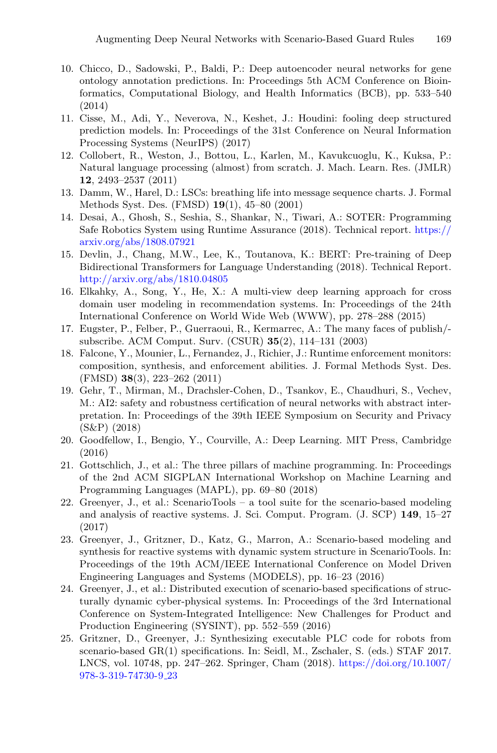10. Chicco, D., Sadowski, P., Baldi, P.: Deep autoencoder neural networks for gene ontology annotation predictions. In: Proceedings 5th ACM Conference on Bioinformatics, Computational Biology, and Health Informatics (BCB), pp. 533–540 (2014)
11. Cisse, M., Adi, Y., Neverova, N., Keshet, J.: Houdini: fooling deep structured prediction models. In: Proceedings of the 31st Conference on Neural Information Processing Systems (NeurIPS) (2017)
12. Collobert, R., Weston, J., Bottou, L., Karlen, M., Kavukcuoglu, K., Kuksa, P.: Natural language processing (almost) from scratch. J. Mach. Learn. Res. (JMLR) **12**, 2493–2537 (2011)
13. Damm, W., Harel, D.: LSCs: breathing life into message sequence charts. J. Formal Methods Syst. Des. (FMSD) **19**(1), 45–80 (2001)
14. Desai, A., Ghosh, S., Seshia, S., Shankar, N., Tiwari, A.: SOTER: Programming Safe Robotics System using Runtime Assurance (2018). Technical report. https://arxiv.org/abs/1808.07921
15. Devlin, J., Chang, M.W., Lee, K., Toutanova, K.: BERT: Pre-training of Deep Bidirectional Transformers for Language Understanding (2018). Technical Report. http://arxiv.org/abs/1810.04805
16. Elkahky, A., Song, Y., He, X.: A multi-view deep learning approach for cross domain user modeling in recommendation systems. In: Proceedings of the 24th International Conference on World Wide Web (WWW), pp. 278–288 (2015)
17. Eugster, P., Felber, P., Guerraoui, R., Kermarrec, A.: The many faces of publish/-subscribe. ACM Comput. Surv. (CSUR) **35**(2), 114–131 (2003)
18. Falcone, Y., Mounier, L., Fernandez, J., Richier, J.: Runtime enforcement monitors: composition, synthesis, and enforcement abilities. J. Formal Methods Syst. Des. (FMSD) **38**(3), 223–262 (2011)
19. Gehr, T., Mirman, M., Drachsler-Cohen, D., Tsankov, E., Chaudhuri, S., Vechev, M.: AI2: safety and robustness certification of neural networks with abstract interpretation. In: Proceedings of the 39th IEEE Symposium on Security and Privacy (S&P) (2018)
20. Goodfellow, I., Bengio, Y., Courville, A.: Deep Learning. MIT Press, Cambridge (2016)
21. Gottschlich, J., et al.: The three pillars of machine programming. In: Proceedings of the 2nd ACM SIGPLAN International Workshop on Machine Learning and Programming Languages (MAPL), pp. 69–80 (2018)
22. Greenyer, J., et al.: ScenarioTools – a tool suite for the scenario-based modeling and analysis of reactive systems. J. Sci. Comput. Program. (J. SCP) **149**, 15–27 (2017)
23. Greenyer, J., Gritzner, D., Katz, G., Marron, A.: Scenario-based modeling and synthesis for reactive systems with dynamic system structure in ScenarioTools. In: Proceedings of the 19th ACM/IEEE International Conference on Model Driven Engineering Languages and Systems (MODELS), pp. 16–23 (2016)
24. Greenyer, J., et al.: Distributed execution of scenario-based specifications of structurally dynamic cyber-physical systems. In: Proceedings of the 3rd International Conference on System-Integrated Intelligence: New Challenges for Product and Production Engineering (SYSINT), pp. 552–559 (2016)
25. Gritzner, D., Greenyer, J.: Synthesizing executable PLC code for robots from scenario-based GR(1) specifications. In: Seidl, M., Zschaler, S. (eds.) STAF 2017. LNCS, vol. 10748, pp. 247–262. Springer, Cham (2018). https://doi.org/10.1007/978-3-319-74730-9_23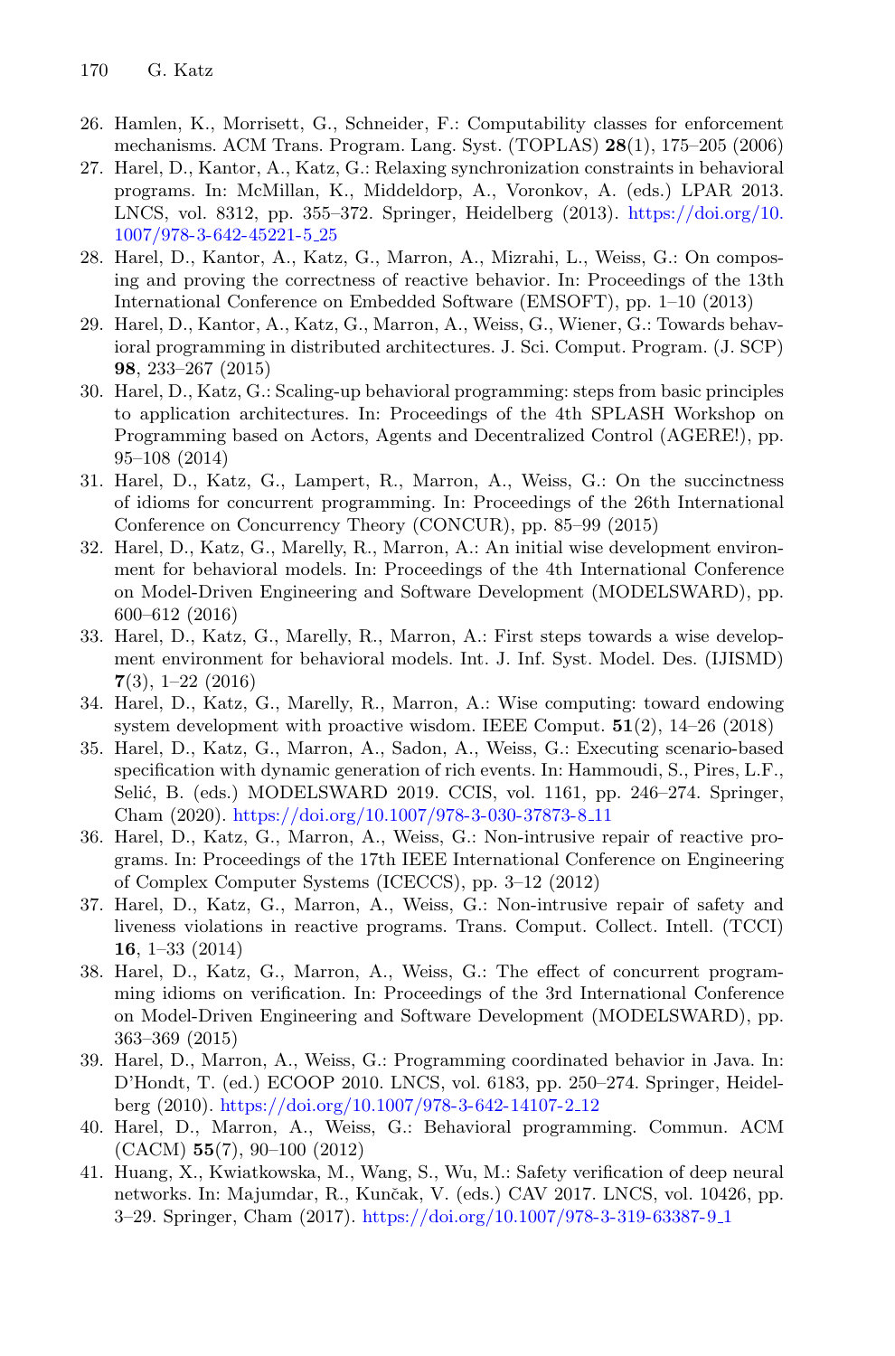26. Hamlen, K., Morrisett, G., Schneider, F.: Computability classes for enforcement mechanisms. ACM Trans. Program. Lang. Syst. (TOPLAS) **28**(1), 175–205 (2006)
27. Harel, D., Kantor, A., Katz, G.: Relaxing synchronization constraints in behavioral programs. In: McMillan, K., Middeldorp, A., Voronkov, A. (eds.) LPAR 2013. LNCS, vol. 8312, pp. 355–372. Springer, Heidelberg (2013). https://doi.org/10.1007/978-3-642-45221-5_25
28. Harel, D., Kantor, A., Katz, G., Marron, A., Mizrahi, L., Weiss, G.: On composing and proving the correctness of reactive behavior. In: Proceedings of the 13th International Conference on Embedded Software (EMSOFT), pp. 1–10 (2013)
29. Harel, D., Kantor, A., Katz, G., Marron, A., Weiss, G., Wiener, G.: Towards behavioral programming in distributed architectures. J. Sci. Comput. Program. (J. SCP) **98**, 233–267 (2015)
30. Harel, D., Katz, G.: Scaling-up behavioral programming: steps from basic principles to application architectures. In: Proceedings of the 4th SPLASH Workshop on Programming based on Actors, Agents and Decentralized Control (AGERE!), pp. 95–108 (2014)
31. Harel, D., Katz, G., Lampert, R., Marron, A., Weiss, G.: On the succinctness of idioms for concurrent programming. In: Proceedings of the 26th International Conference on Concurrency Theory (CONCUR), pp. 85–99 (2015)
32. Harel, D., Katz, G., Marelly, R., Marron, A.: An initial wise development environment for behavioral models. In: Proceedings of the 4th International Conference on Model-Driven Engineering and Software Development (MODELSWARD), pp. 600–612 (2016)
33. Harel, D., Katz, G., Marelly, R., Marron, A.: First steps towards a wise development environment for behavioral models. Int. J. Inf. Syst. Model. Des. (IJISMD) **7**(3), 1–22 (2016)
34. Harel, D., Katz, G., Marelly, R., Marron, A.: Wise computing: toward endowing system development with proactive wisdom. IEEE Comput. **51**(2), 14–26 (2018)
35. Harel, D., Katz, G., Marron, A., Sadon, A., Weiss, G.: Executing scenario-based specification with dynamic generation of rich events. In: Hammoudi, S., Pires, L.F., Selić, B. (eds.) MODELSWARD 2019. CCIS, vol. 1161, pp. 246–274. Springer, Cham (2020). https://doi.org/10.1007/978-3-030-37873-8_11
36. Harel, D., Katz, G., Marron, A., Weiss, G.: Non-intrusive repair of reactive programs. In: Proceedings of the 17th IEEE International Conference on Engineering of Complex Computer Systems (ICECCS), pp. 3–12 (2012)
37. Harel, D., Katz, G., Marron, A., Weiss, G.: Non-intrusive repair of safety and liveness violations in reactive programs. Trans. Comput. Collect. Intell. (TCCI) **16**, 1–33 (2014)
38. Harel, D., Katz, G., Marron, A., Weiss, G.: The effect of concurrent programming idioms on verification. In: Proceedings of the 3rd International Conference on Model-Driven Engineering and Software Development (MODELSWARD), pp. 363–369 (2015)
39. Harel, D., Marron, A., Weiss, G.: Programming coordinated behavior in Java. In: D'Hondt, T. (ed.) ECOOP 2010. LNCS, vol. 6183, pp. 250–274. Springer, Heidelberg (2010). https://doi.org/10.1007/978-3-642-14107-2_12
40. Harel, D., Marron, A., Weiss, G.: Behavioral programming. Commun. ACM (CACM) **55**(7), 90–100 (2012)
41. Huang, X., Kwiatkowska, M., Wang, S., Wu, M.: Safety verification of deep neural networks. In: Majumdar, R., Kunčak, V. (eds.) CAV 2017. LNCS, vol. 10426, pp. 3–29. Springer, Cham (2017). https://doi.org/10.1007/978-3-319-63387-9_1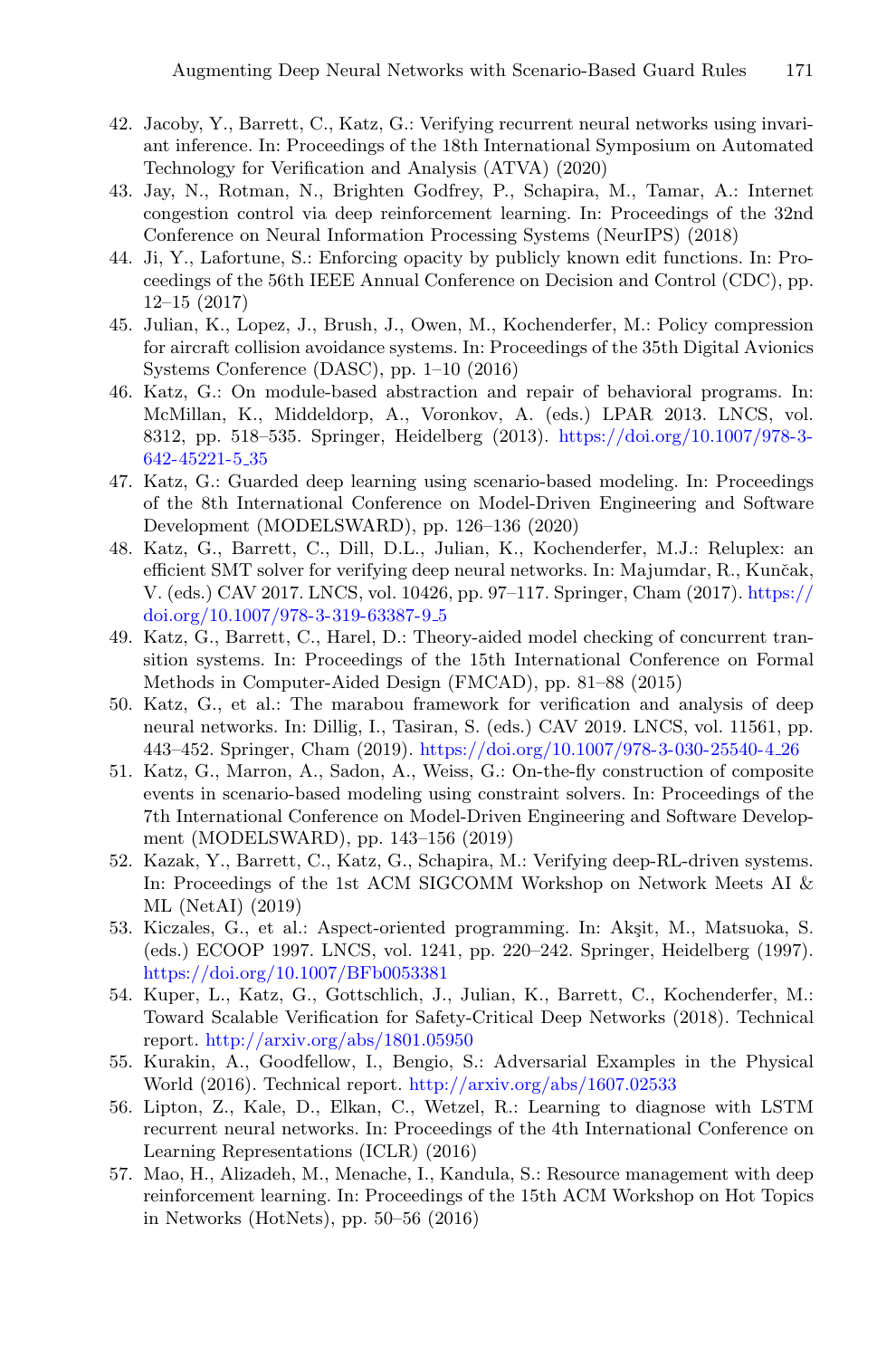42. Jacoby, Y., Barrett, C., Katz, G.: Verifying recurrent neural networks using invariant inference. In: Proceedings of the 18th International Symposium on Automated Technology for Verification and Analysis (ATVA) (2020)
43. Jay, N., Rotman, N., Brighten Godfrey, P., Schapira, M., Tamar, A.: Internet congestion control via deep reinforcement learning. In: Proceedings of the 32nd Conference on Neural Information Processing Systems (NeurIPS) (2018)
44. Ji, Y., Lafortune, S.: Enforcing opacity by publicly known edit functions. In: Proceedings of the 56th IEEE Annual Conference on Decision and Control (CDC), pp. 12–15 (2017)
45. Julian, K., Lopez, J., Brush, J., Owen, M., Kochenderfer, M.: Policy compression for aircraft collision avoidance systems. In: Proceedings of the 35th Digital Avionics Systems Conference (DASC), pp. 1–10 (2016)
46. Katz, G.: On module-based abstraction and repair of behavioral programs. In: McMillan, K., Middeldorp, A., Voronkov, A. (eds.) LPAR 2013. LNCS, vol. 8312, pp. 518–535. Springer, Heidelberg (2013). https://doi.org/10.1007/978-3-642-45221-5_35
47. Katz, G.: Guarded deep learning using scenario-based modeling. In: Proceedings of the 8th International Conference on Model-Driven Engineering and Software Development (MODELSWARD), pp. 126–136 (2020)
48. Katz, G., Barrett, C., Dill, D.L., Julian, K., Kochenderfer, M.J.: Reluplex: an efficient SMT solver for verifying deep neural networks. In: Majumdar, R., Kunčak, V. (eds.) CAV 2017. LNCS, vol. 10426, pp. 97–117. Springer, Cham (2017). https://doi.org/10.1007/978-3-319-63387-9_5
49. Katz, G., Barrett, C., Harel, D.: Theory-aided model checking of concurrent transition systems. In: Proceedings of the 15th International Conference on Formal Methods in Computer-Aided Design (FMCAD), pp. 81–88 (2015)
50. Katz, G., et al.: The marabou framework for verification and analysis of deep neural networks. In: Dillig, I., Tasiran, S. (eds.) CAV 2019. LNCS, vol. 11561, pp. 443–452. Springer, Cham (2019). https://doi.org/10.1007/978-3-030-25540-4_26
51. Katz, G., Marron, A., Sadon, A., Weiss, G.: On-the-fly construction of composite events in scenario-based modeling using constraint solvers. In: Proceedings of the 7th International Conference on Model-Driven Engineering and Software Development (MODELSWARD), pp. 143–156 (2019)
52. Kazak, Y., Barrett, C., Katz, G., Schapira, M.: Verifying deep-RL-driven systems. In: Proceedings of the 1st ACM SIGCOMM Workshop on Network Meets AI & ML (NetAI) (2019)
53. Kiczales, G., et al.: Aspect-oriented programming. In: Akşit, M., Matsuoka, S. (eds.) ECOOP 1997. LNCS, vol. 1241, pp. 220–242. Springer, Heidelberg (1997). https://doi.org/10.1007/BFb0053381
54. Kuper, L., Katz, G., Gottschlich, J., Julian, K., Barrett, C., Kochenderfer, M.: Toward Scalable Verification for Safety-Critical Deep Networks (2018). Technical report. http://arxiv.org/abs/1801.05950
55. Kurakin, A., Goodfellow, I., Bengio, S.: Adversarial Examples in the Physical World (2016). Technical report. http://arxiv.org/abs/1607.02533
56. Lipton, Z., Kale, D., Elkan, C., Wetzel, R.: Learning to diagnose with LSTM recurrent neural networks. In: Proceedings of the 4th International Conference on Learning Representations (ICLR) (2016)
57. Mao, H., Alizadeh, M., Menache, I., Kandula, S.: Resource management with deep reinforcement learning. In: Proceedings of the 15th ACM Workshop on Hot Topics in Networks (HotNets), pp. 50–56 (2016)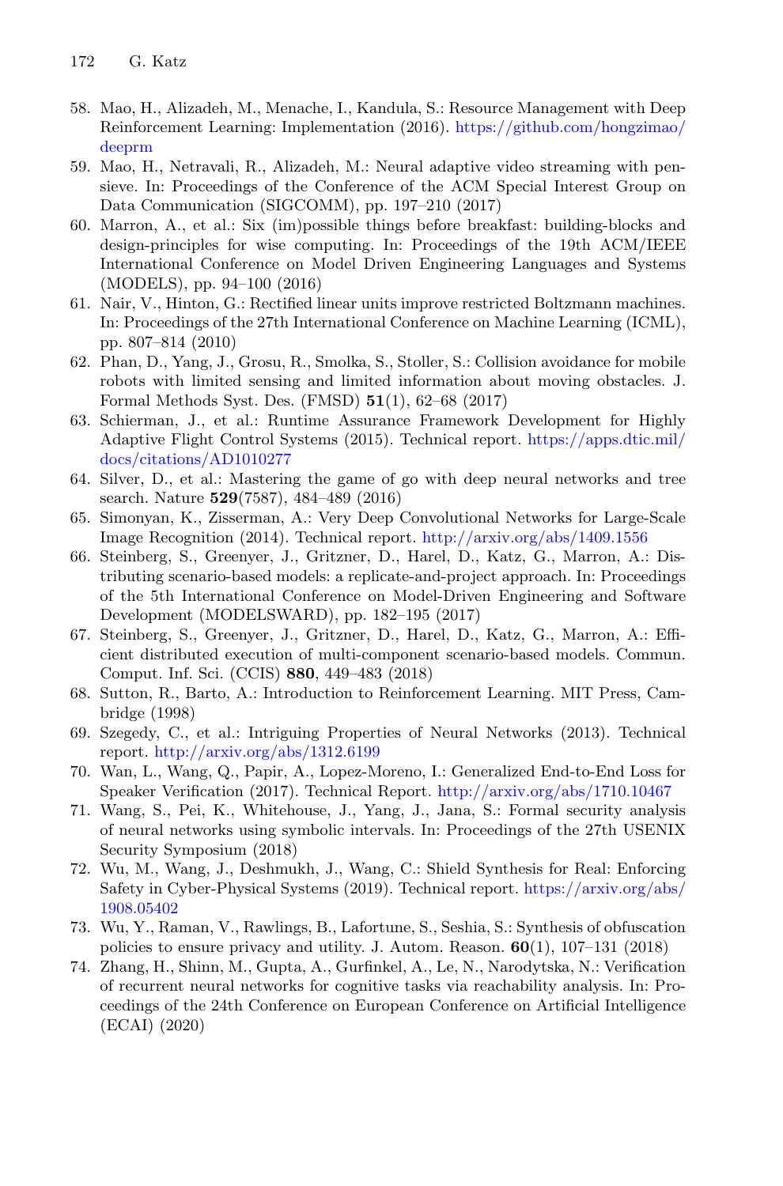58. Mao, H., Alizadeh, M., Menache, I., Kandula, S.: Resource Management with Deep Reinforcement Learning: Implementation (2016). https://github.com/hongzimao/deeprm
59. Mao, H., Netravali, R., Alizadeh, M.: Neural adaptive video streaming with pensieve. In: Proceedings of the Conference of the ACM Special Interest Group on Data Communication (SIGCOMM), pp. 197–210 (2017)
60. Marron, A., et al.: Six (im)possible things before breakfast: building-blocks and design-principles for wise computing. In: Proceedings of the 19th ACM/IEEE International Conference on Model Driven Engineering Languages and Systems (MODELS), pp. 94–100 (2016)
61. Nair, V., Hinton, G.: Rectified linear units improve restricted Boltzmann machines. In: Proceedings of the 27th International Conference on Machine Learning (ICML), pp. 807–814 (2010)
62. Phan, D., Yang, J., Grosu, R., Smolka, S., Stoller, S.: Collision avoidance for mobile robots with limited sensing and limited information about moving obstacles. J. Formal Methods Syst. Des. (FMSD) **51**(1), 62–68 (2017)
63. Schierman, J., et al.: Runtime Assurance Framework Development for Highly Adaptive Flight Control Systems (2015). Technical report. https://apps.dtic.mil/docs/citations/AD1010277
64. Silver, D., et al.: Mastering the game of go with deep neural networks and tree search. Nature **529**(7587), 484–489 (2016)
65. Simonyan, K., Zisserman, A.: Very Deep Convolutional Networks for Large-Scale Image Recognition (2014). Technical report. http://arxiv.org/abs/1409.1556
66. Steinberg, S., Greenyer, J., Gritzner, D., Harel, D., Katz, G., Marron, A.: Distributing scenario-based models: a replicate-and-project approach. In: Proceedings of the 5th International Conference on Model-Driven Engineering and Software Development (MODELSWARD), pp. 182–195 (2017)
67. Steinberg, S., Greenyer, J., Gritzner, D., Harel, D., Katz, G., Marron, A.: Efficient distributed execution of multi-component scenario-based models. Commun. Comput. Inf. Sci. (CCIS) **880**, 449–483 (2018)
68. Sutton, R., Barto, A.: Introduction to Reinforcement Learning. MIT Press, Cambridge (1998)
69. Szegedy, C., et al.: Intriguing Properties of Neural Networks (2013). Technical report. http://arxiv.org/abs/1312.6199
70. Wan, L., Wang, Q., Papir, A., Lopez-Moreno, I.: Generalized End-to-End Loss for Speaker Verification (2017). Technical Report. http://arxiv.org/abs/1710.10467
71. Wang, S., Pei, K., Whitehouse, J., Yang, J., Jana, S.: Formal security analysis of neural networks using symbolic intervals. In: Proceedings of the 27th USENIX Security Symposium (2018)
72. Wu, M., Wang, J., Deshmukh, J., Wang, C.: Shield Synthesis for Real: Enforcing Safety in Cyber-Physical Systems (2019). Technical report. https://arxiv.org/abs/1908.05402
73. Wu, Y., Raman, V., Rawlings, B., Lafortune, S., Seshia, S.: Synthesis of obfuscation policies to ensure privacy and utility. J. Autom. Reason. **60**(1), 107–131 (2018)
74. Zhang, H., Shinn, M., Gupta, A., Gurfinkel, A., Le, N., Narodytska, N.: Verification of recurrent neural networks for cognitive tasks via reachability analysis. In: Proceedings of the 24th Conference on European Conference on Artificial Intelligence (ECAI) (2020)